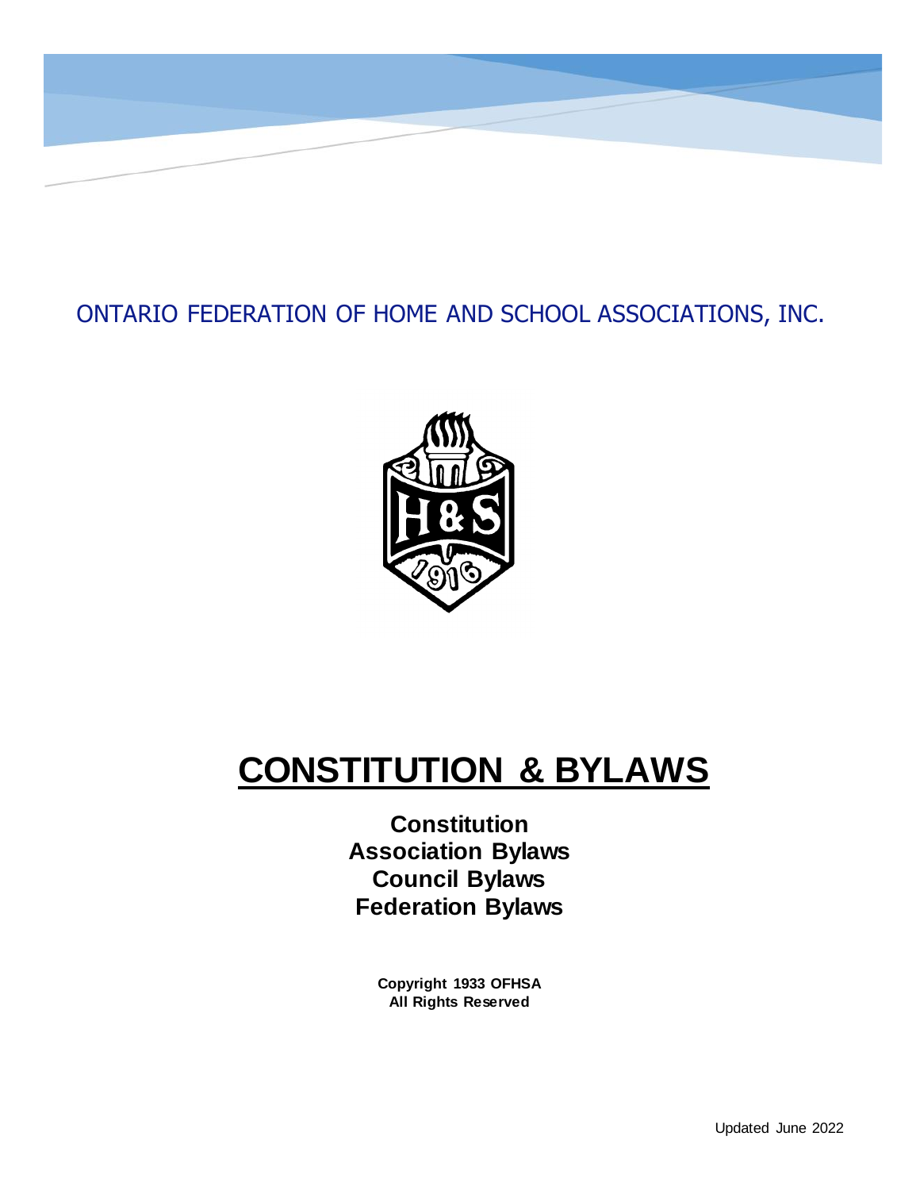ONTARIO FEDERATION OF HOME AND SCHOOL ASSOCIATIONS, INC.

# CONSTITUTION & BYLAWS

**Constitution**
**Association Bylaws**
**Council Bylaws**
**Federation Bylaws**

**Copyright 1933 OFHSA**
**All Rights Reserved**

Updated June 2022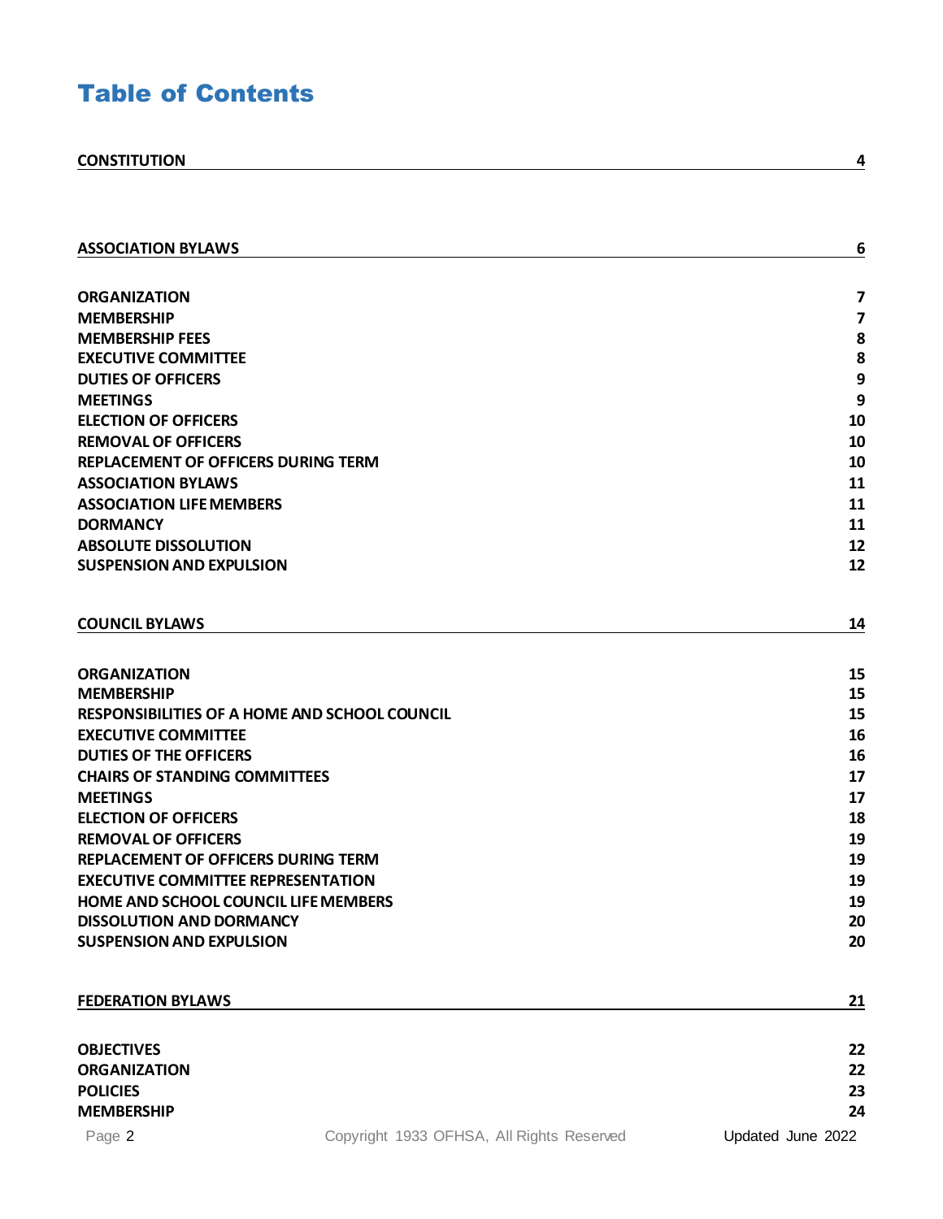# Table of Contents

| | |
|---|---|
| **CONSTITUTION** | **4** |
| | |
| **ASSOCIATION BYLAWS** | **6** |
| **ORGANIZATION** | **7** |
| **MEMBERSHIP** | **7** |
| **MEMBERSHIP FEES** | **8** |
| **EXECUTIVE COMMITTEE** | **8** |
| **DUTIES OF OFFICERS** | **9** |
| **MEETINGS** | **9** |
| **ELECTION OF OFFICERS** | **10** |
| **REMOVAL OF OFFICERS** | **10** |
| **REPLACEMENT OF OFFICERS DURING TERM** | **10** |
| **ASSOCIATION BYLAWS** | **11** |
| **ASSOCIATION LIFE MEMBERS** | **11** |
| **DORMANCY** | **11** |
| **ABSOLUTE DISSOLUTION** | **12** |
| **SUSPENSION AND EXPULSION** | **12** |
| | |
| **COUNCIL BYLAWS** | **14** |
| **ORGANIZATION** | **15** |
| **MEMBERSHIP** | **15** |
| **RESPONSIBILITIES OF A HOME AND SCHOOL COUNCIL** | **15** |
| **EXECUTIVE COMMITTEE** | **16** |
| **DUTIES OF THE OFFICERS** | **16** |
| **CHAIRS OF STANDING COMMITTEES** | **17** |
| **MEETINGS** | **17** |
| **ELECTION OF OFFICERS** | **18** |
| **REMOVAL OF OFFICERS** | **19** |
| **REPLACEMENT OF OFFICERS DURING TERM** | **19** |
| **EXECUTIVE COMMITTEE REPRESENTATION** | **19** |
| **HOME AND SCHOOL COUNCIL LIFE MEMBERS** | **19** |
| **DISSOLUTION AND DORMANCY** | **20** |
| **SUSPENSION AND EXPULSION** | **20** |
| | |
| **FEDERATION BYLAWS** | **21** |
| **OBJECTIVES** | **22** |
| **ORGANIZATION** | **22** |
| **POLICIES** | **23** |
| **MEMBERSHIP** | **24** |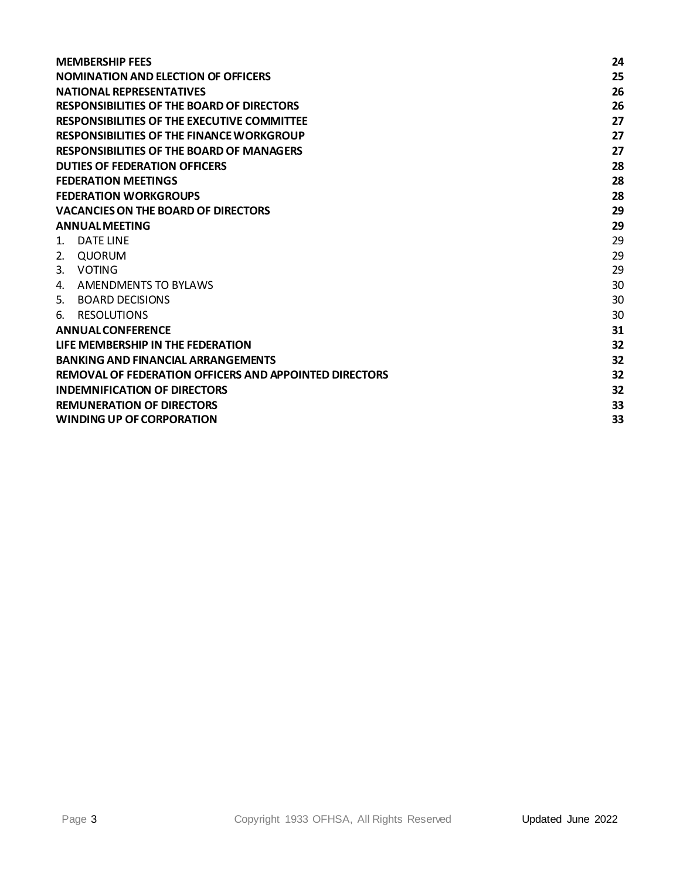| | |
|---|---|
| **MEMBERSHIP FEES** | **24** |
| **NOMINATION AND ELECTION OF OFFICERS** | **25** |
| **NATIONAL REPRESENTATIVES** | **26** |
| **RESPONSIBILITIES OF THE BOARD OF DIRECTORS** | **26** |
| **RESPONSIBILITIES OF THE EXECUTIVE COMMITTEE** | **27** |
| **RESPONSIBILITIES OF THE FINANCE WORKGROUP** | **27** |
| **RESPONSIBILITIES OF THE BOARD OF MANAGERS** | **27** |
| **DUTIES OF FEDERATION OFFICERS** | **28** |
| **FEDERATION MEETINGS** | **28** |
| **FEDERATION WORKGROUPS** | **28** |
| **VACANCIES ON THE BOARD OF DIRECTORS** | **29** |
| **ANNUAL MEETING** | **29** |
| 1. DATE LINE | 29 |
| 2. QUORUM | 29 |
| 3. VOTING | 29 |
| 4. AMENDMENTS TO BYLAWS | 30 |
| 5. BOARD DECISIONS | 30 |
| 6. RESOLUTIONS | 30 |
| **ANNUAL CONFERENCE** | **31** |
| **LIFE MEMBERSHIP IN THE FEDERATION** | **32** |
| **BANKING AND FINANCIAL ARRANGEMENTS** | **32** |
| **REMOVAL OF FEDERATION OFFICERS AND APPOINTED DIRECTORS** | **32** |
| **INDEMNIFICATION OF DIRECTORS** | **32** |
| **REMUNERATION OF DIRECTORS** | **33** |
| **WINDING UP OF CORPORATION** | **33** |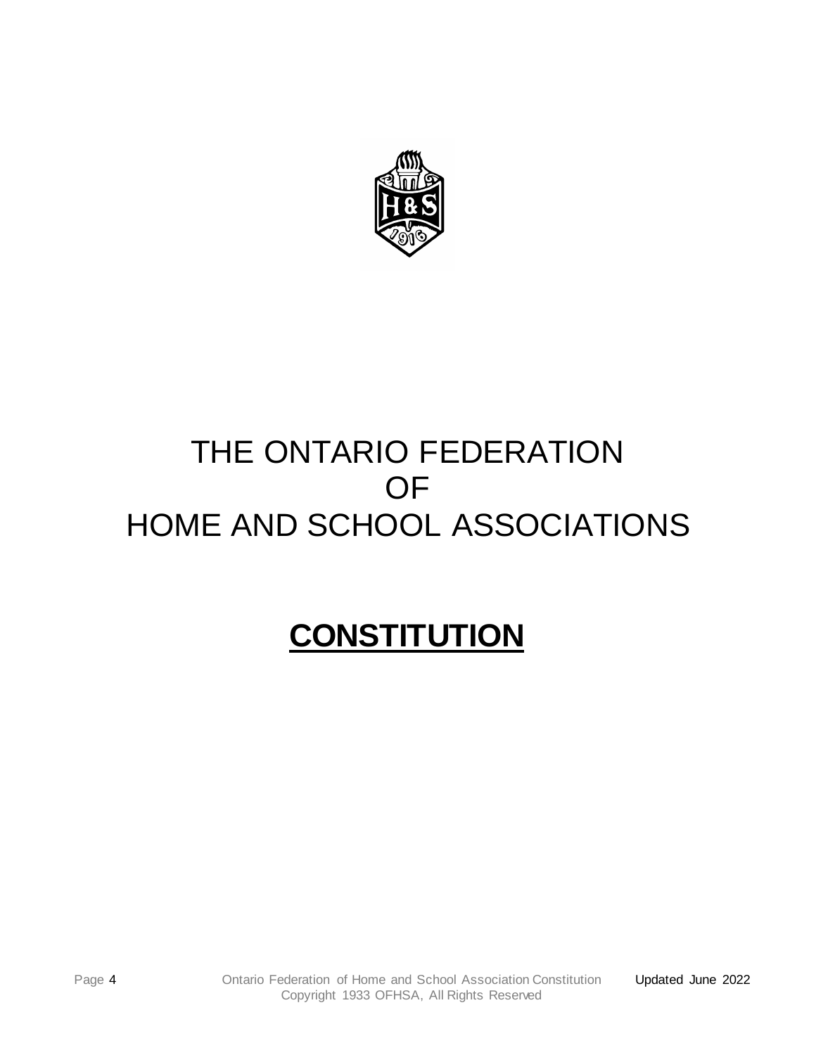# THE ONTARIO FEDERATION OF HOME AND SCHOOL ASSOCIATIONS

## <u>**CONSTITUTION**</u>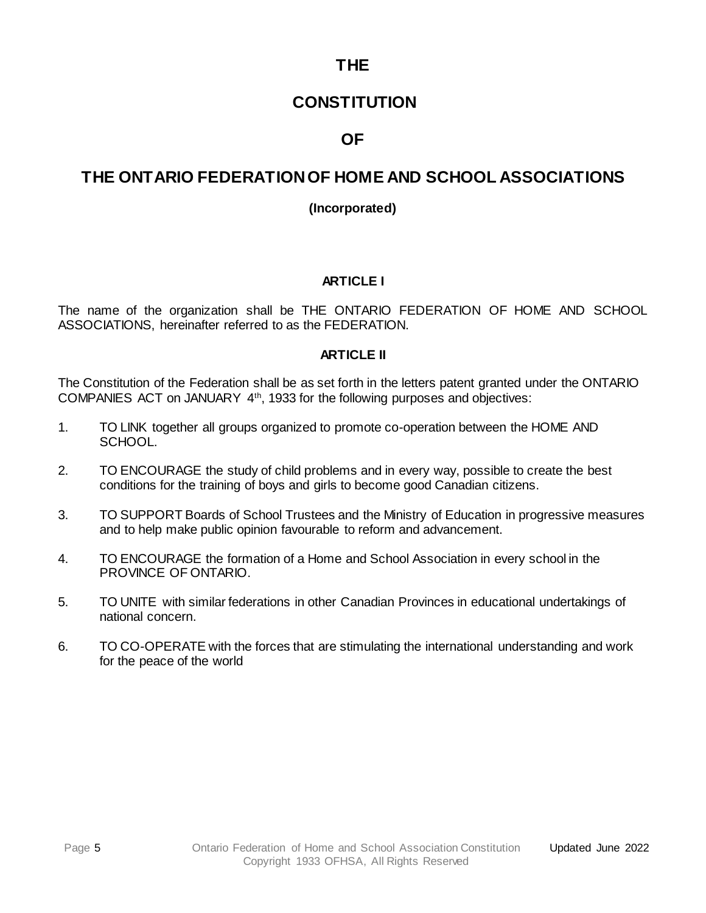# THE

# CONSTITUTION

# OF

# THE ONTARIO FEDERATION OF HOME AND SCHOOL ASSOCIATIONS

**(Incorporated)**

### ARTICLE I

The name of the organization shall be THE ONTARIO FEDERATION OF HOME AND SCHOOL ASSOCIATIONS, hereinafter referred to as the FEDERATION.

### ARTICLE II

The Constitution of the Federation shall be as set forth in the letters patent granted under the ONTARIO COMPANIES ACT on JANUARY 4th, 1933 for the following purposes and objectives:

1. TO LINK together all groups organized to promote co-operation between the HOME AND SCHOOL.
2. TO ENCOURAGE the study of child problems and in every way, possible to create the best conditions for the training of boys and girls to become good Canadian citizens.
3. TO SUPPORT Boards of School Trustees and the Ministry of Education in progressive measures and to help make public opinion favourable to reform and advancement.
4. TO ENCOURAGE the formation of a Home and School Association in every school in the PROVINCE OF ONTARIO.
5. TO UNITE with similar federations in other Canadian Provinces in educational undertakings of national concern.
6. TO CO-OPERATE with the forces that are stimulating the international understanding and work for the peace of the world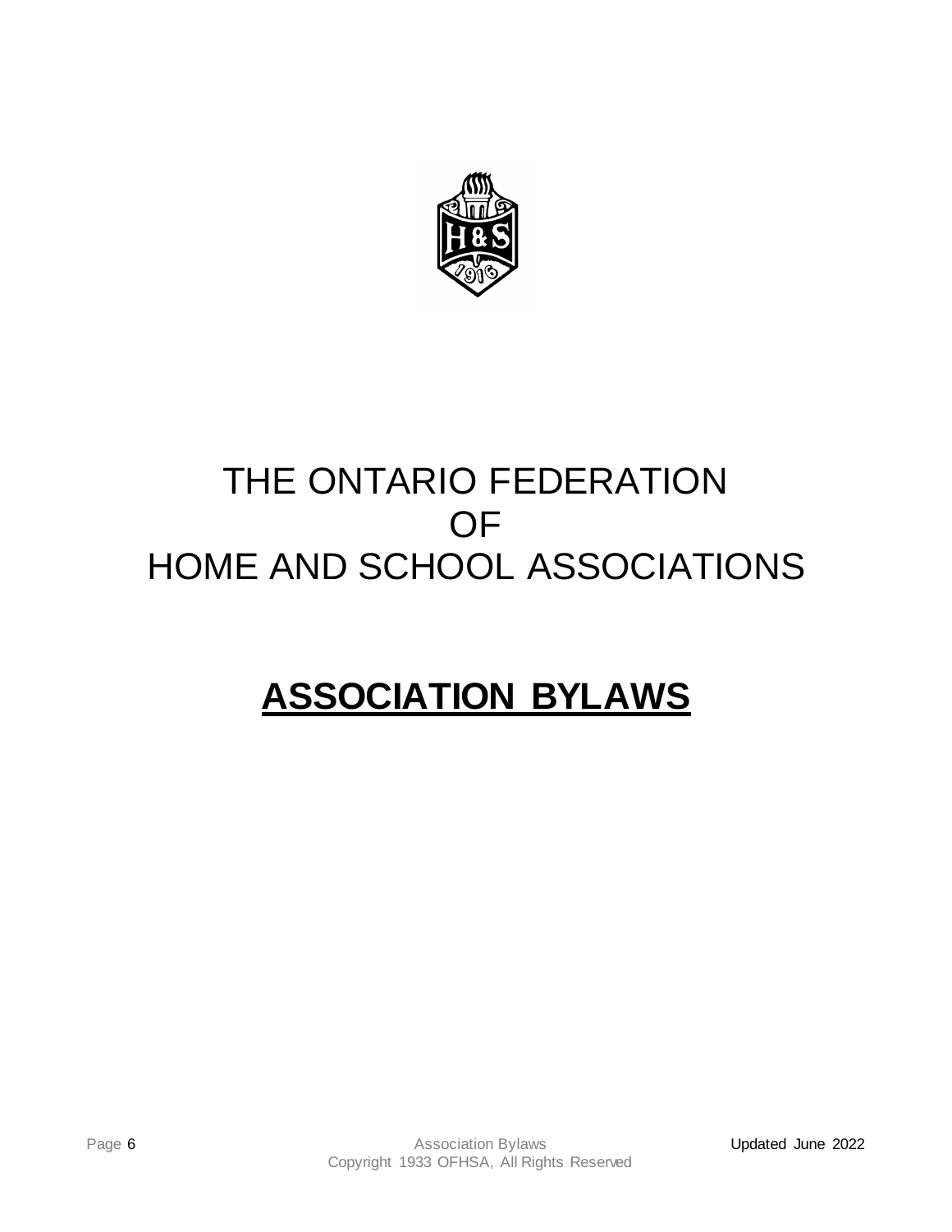# THE ONTARIO FEDERATION OF HOME AND SCHOOL ASSOCIATIONS

# **ASSOCIATION BYLAWS**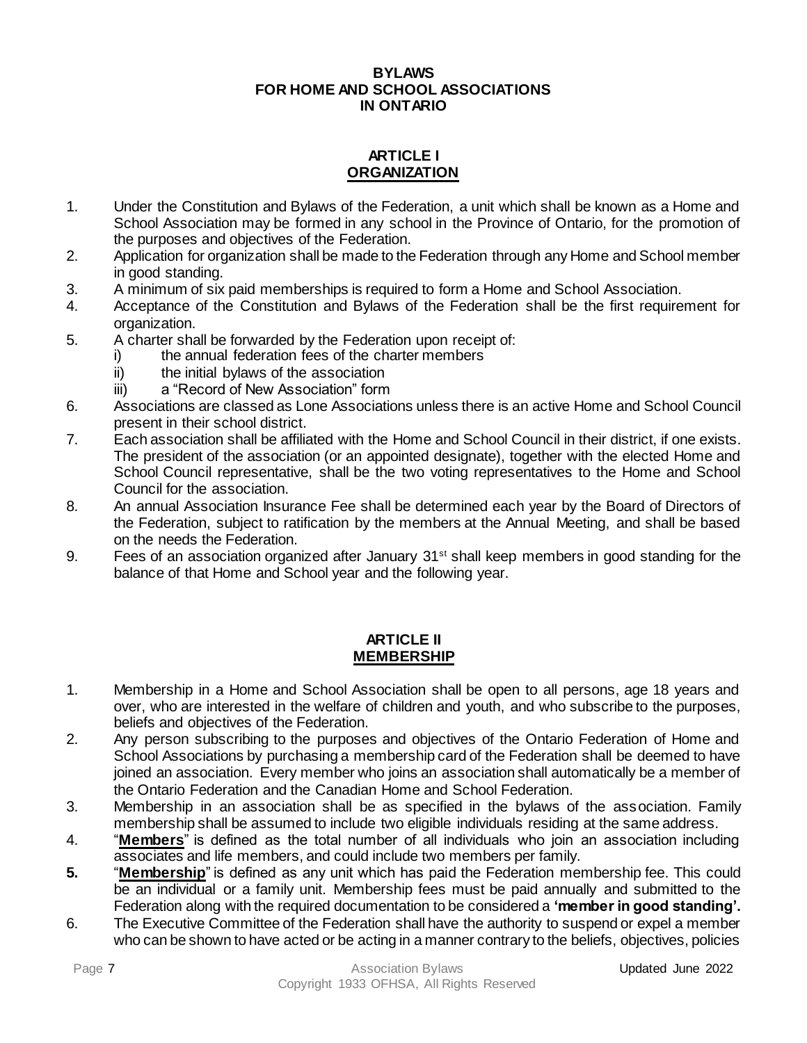# BYLAWS
# FOR HOME AND SCHOOL ASSOCIATIONS
# IN ONTARIO

## ARTICLE I
## ORGANIZATION

1. Under the Constitution and Bylaws of the Federation, a unit which shall be known as a Home and School Association may be formed in any school in the Province of Ontario, for the promotion of the purposes and objectives of the Federation.
2. Application for organization shall be made to the Federation through any Home and School member in good standing.
3. A minimum of six paid memberships is required to form a Home and School Association.
4. Acceptance of the Constitution and Bylaws of the Federation shall be the first requirement for organization.
5. A charter shall be forwarded by the Federation upon receipt of:
   i) the annual federation fees of the charter members
   ii) the initial bylaws of the association
   iii) a "Record of New Association" form
6. Associations are classed as Lone Associations unless there is an active Home and School Council present in their school district.
7. Each association shall be affiliated with the Home and School Council in their district, if one exists. The president of the association (or an appointed designate), together with the elected Home and School Council representative, shall be the two voting representatives to the Home and School Council for the association.
8. An annual Association Insurance Fee shall be determined each year by the Board of Directors of the Federation, subject to ratification by the members at the Annual Meeting, and shall be based on the needs the Federation.
9. Fees of an association organized after January 31st shall keep members in good standing for the balance of that Home and School year and the following year.

## ARTICLE II
## MEMBERSHIP

1. Membership in a Home and School Association shall be open to all persons, age 18 years and over, who are interested in the welfare of children and youth, and who subscribe to the purposes, beliefs and objectives of the Federation.
2. Any person subscribing to the purposes and objectives of the Ontario Federation of Home and School Associations by purchasing a membership card of the Federation shall be deemed to have joined an association. Every member who joins an association shall automatically be a member of the Ontario Federation and the Canadian Home and School Federation.
3. Membership in an association shall be as specified in the bylaws of the association. Family membership shall be assumed to include two eligible individuals residing at the same address.
4. "**Members**" is defined as the total number of all individuals who join an association including associates and life members, and could include two members per family.
5. "**Membership**" is defined as any unit which has paid the Federation membership fee. This could be an individual or a family unit. Membership fees must be paid annually and submitted to the Federation along with the required documentation to be considered a **'member in good standing'.**
6. The Executive Committee of the Federation shall have the authority to suspend or expel a member who can be shown to have acted or be acting in a manner contrary to the beliefs, objectives, policies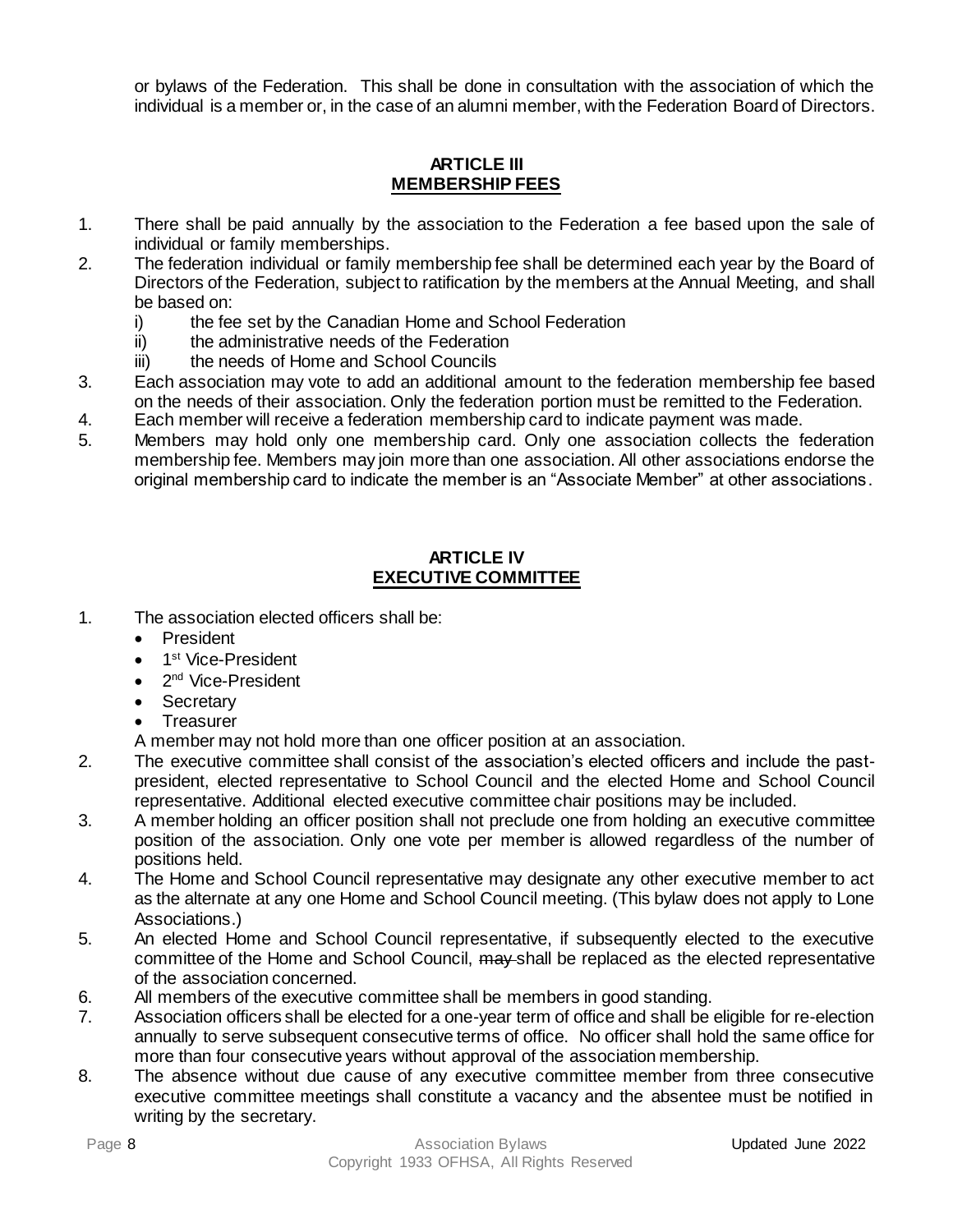or bylaws of the Federation. This shall be done in consultation with the association of which the individual is a member or, in the case of an alumni member, with the Federation Board of Directors.

## ARTICLE III
## MEMBERSHIP FEES

1. There shall be paid annually by the association to the Federation a fee based upon the sale of individual or family memberships.
2. The federation individual or family membership fee shall be determined each year by the Board of Directors of the Federation, subject to ratification by the members at the Annual Meeting, and shall be based on:
   i) the fee set by the Canadian Home and School Federation
   ii) the administrative needs of the Federation
   iii) the needs of Home and School Councils
3. Each association may vote to add an additional amount to the federation membership fee based on the needs of their association. Only the federation portion must be remitted to the Federation.
4. Each member will receive a federation membership card to indicate payment was made.
5. Members may hold only one membership card. Only one association collects the federation membership fee. Members may join more than one association. All other associations endorse the original membership card to indicate the member is an "Associate Member" at other associations.

## ARTICLE IV
## EXECUTIVE COMMITTEE

1. The association elected officers shall be:
   - President
   - 1st Vice-President
   - 2nd Vice-President
   - Secretary
   - Treasurer

   A member may not hold more than one officer position at an association.
2. The executive committee shall consist of the association's elected officers and include the past-president, elected representative to School Council and the elected Home and School Council representative. Additional elected executive committee chair positions may be included.
3. A member holding an officer position shall not preclude one from holding an executive committee position of the association. Only one vote per member is allowed regardless of the number of positions held.
4. The Home and School Council representative may designate any other executive member to act as the alternate at any one Home and School Council meeting. (This bylaw does not apply to Lone Associations.)
5. An elected Home and School Council representative, if subsequently elected to the executive committee of the Home and School Council, ~~may~~ shall be replaced as the elected representative of the association concerned.
6. All members of the executive committee shall be members in good standing.
7. Association officers shall be elected for a one-year term of office and shall be eligible for re-election annually to serve subsequent consecutive terms of office. No officer shall hold the same office for more than four consecutive years without approval of the association membership.
8. The absence without due cause of any executive committee member from three consecutive executive committee meetings shall constitute a vacancy and the absentee must be notified in writing by the secretary.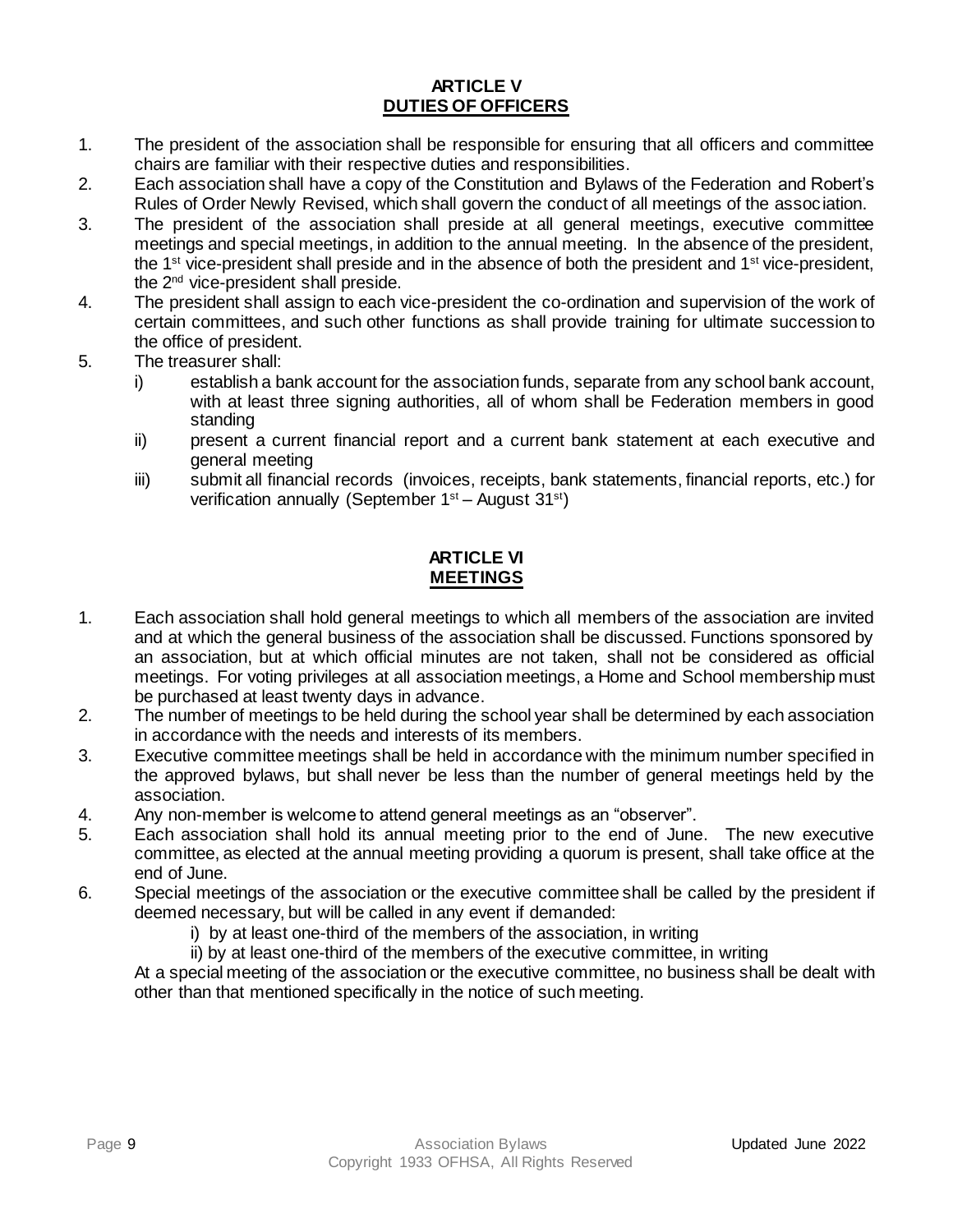## ARTICLE V
## DUTIES OF OFFICERS

1. The president of the association shall be responsible for ensuring that all officers and committee chairs are familiar with their respective duties and responsibilities.
2. Each association shall have a copy of the Constitution and Bylaws of the Federation and Robert's Rules of Order Newly Revised, which shall govern the conduct of all meetings of the association.
3. The president of the association shall preside at all general meetings, executive committee meetings and special meetings, in addition to the annual meeting. In the absence of the president, the 1st vice-president shall preside and in the absence of both the president and 1st vice-president, the 2nd vice-president shall preside.
4. The president shall assign to each vice-president the co-ordination and supervision of the work of certain committees, and such other functions as shall provide training for ultimate succession to the office of president.
5. The treasurer shall:
   - i) establish a bank account for the association funds, separate from any school bank account, with at least three signing authorities, all of whom shall be Federation members in good standing
   - ii) present a current financial report and a current bank statement at each executive and general meeting
   - iii) submit all financial records (invoices, receipts, bank statements, financial reports, etc.) for verification annually (September 1st – August 31st)

## ARTICLE VI
## MEETINGS

1. Each association shall hold general meetings to which all members of the association are invited and at which the general business of the association shall be discussed. Functions sponsored by an association, but at which official minutes are not taken, shall not be considered as official meetings. For voting privileges at all association meetings, a Home and School membership must be purchased at least twenty days in advance.
2. The number of meetings to be held during the school year shall be determined by each association in accordance with the needs and interests of its members.
3. Executive committee meetings shall be held in accordance with the minimum number specified in the approved bylaws, but shall never be less than the number of general meetings held by the association.
4. Any non-member is welcome to attend general meetings as an "observer".
5. Each association shall hold its annual meeting prior to the end of June. The new executive committee, as elected at the annual meeting providing a quorum is present, shall take office at the end of June.
6. Special meetings of the association or the executive committee shall be called by the president if deemed necessary, but will be called in any event if demanded:
   - i) by at least one-third of the members of the association, in writing
   - ii) by at least one-third of the members of the executive committee, in writing

   At a special meeting of the association or the executive committee, no business shall be dealt with other than that mentioned specifically in the notice of such meeting.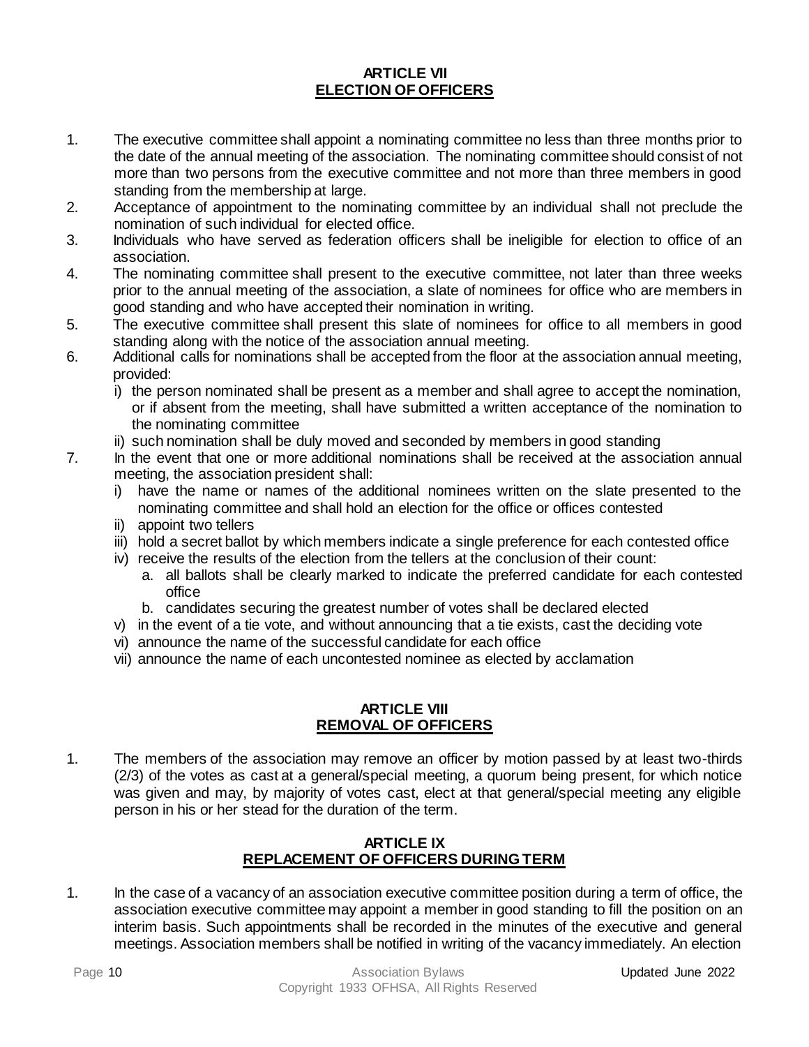## ARTICLE VII
## ELECTION OF OFFICERS

1. The executive committee shall appoint a nominating committee no less than three months prior to the date of the annual meeting of the association. The nominating committee should consist of not more than two persons from the executive committee and not more than three members in good standing from the membership at large.
2. Acceptance of appointment to the nominating committee by an individual shall not preclude the nomination of such individual for elected office.
3. Individuals who have served as federation officers shall be ineligible for election to office of an association.
4. The nominating committee shall present to the executive committee, not later than three weeks prior to the annual meeting of the association, a slate of nominees for office who are members in good standing and who have accepted their nomination in writing.
5. The executive committee shall present this slate of nominees for office to all members in good standing along with the notice of the association annual meeting.
6. Additional calls for nominations shall be accepted from the floor at the association annual meeting, provided:
   - i) the person nominated shall be present as a member and shall agree to accept the nomination, or if absent from the meeting, shall have submitted a written acceptance of the nomination to the nominating committee
   - ii) such nomination shall be duly moved and seconded by members in good standing
7. In the event that one or more additional nominations shall be received at the association annual meeting, the association president shall:
   - i) have the name or names of the additional nominees written on the slate presented to the nominating committee and shall hold an election for the office or offices contested
   - ii) appoint two tellers
   - iii) hold a secret ballot by which members indicate a single preference for each contested office
   - iv) receive the results of the election from the tellers at the conclusion of their count:
     - a. all ballots shall be clearly marked to indicate the preferred candidate for each contested office
     - b. candidates securing the greatest number of votes shall be declared elected
   - v) in the event of a tie vote, and without announcing that a tie exists, cast the deciding vote
   - vi) announce the name of the successful candidate for each office
   - vii) announce the name of each uncontested nominee as elected by acclamation

## ARTICLE VIII
## REMOVAL OF OFFICERS

1. The members of the association may remove an officer by motion passed by at least two-thirds (2/3) of the votes as cast at a general/special meeting, a quorum being present, for which notice was given and may, by majority of votes cast, elect at that general/special meeting any eligible person in his or her stead for the duration of the term.

## ARTICLE IX
## REPLACEMENT OF OFFICERS DURING TERM

1. In the case of a vacancy of an association executive committee position during a term of office, the association executive committee may appoint a member in good standing to fill the position on an interim basis. Such appointments shall be recorded in the minutes of the executive and general meetings. Association members shall be notified in writing of the vacancy immediately. An election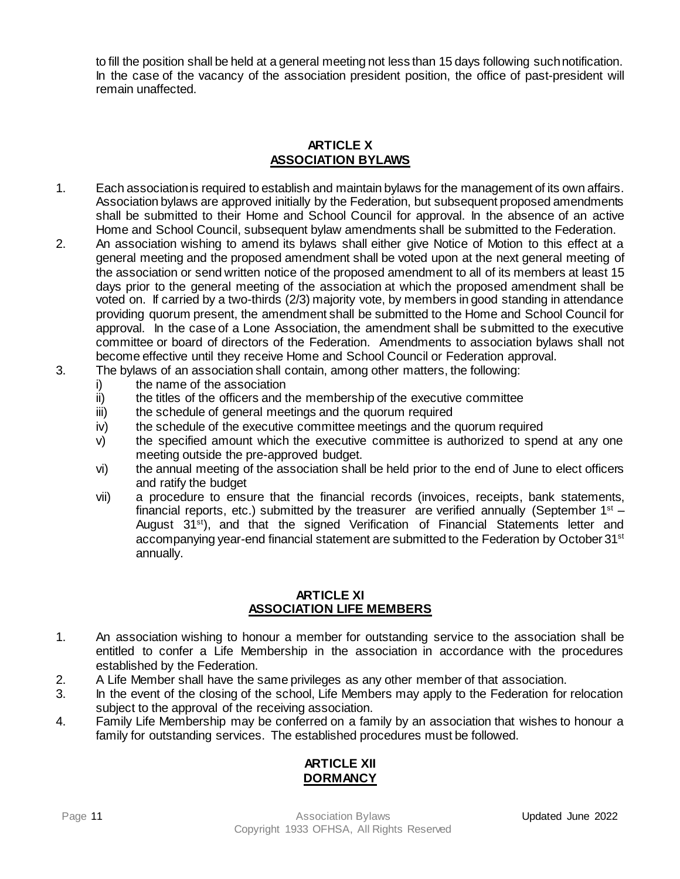to fill the position shall be held at a general meeting not less than 15 days following such notification. In the case of the vacancy of the association president position, the office of past-president will remain unaffected.

## ARTICLE X
## ASSOCIATION BYLAWS

1. Each association is required to establish and maintain bylaws for the management of its own affairs. Association bylaws are approved initially by the Federation, but subsequent proposed amendments shall be submitted to their Home and School Council for approval. In the absence of an active Home and School Council, subsequent bylaw amendments shall be submitted to the Federation.
2. An association wishing to amend its bylaws shall either give Notice of Motion to this effect at a general meeting and the proposed amendment shall be voted upon at the next general meeting of the association or send written notice of the proposed amendment to all of its members at least 15 days prior to the general meeting of the association at which the proposed amendment shall be voted on. If carried by a two-thirds (2/3) majority vote, by members in good standing in attendance providing quorum present, the amendment shall be submitted to the Home and School Council for approval. In the case of a Lone Association, the amendment shall be submitted to the executive committee or board of directors of the Federation. Amendments to association bylaws shall not become effective until they receive Home and School Council or Federation approval.
3. The bylaws of an association shall contain, among other matters, the following:
   i) the name of the association
   ii) the titles of the officers and the membership of the executive committee
   iii) the schedule of general meetings and the quorum required
   iv) the schedule of the executive committee meetings and the quorum required
   v) the specified amount which the executive committee is authorized to spend at any one meeting outside the pre-approved budget.
   vi) the annual meeting of the association shall be held prior to the end of June to elect officers and ratify the budget
   vii) a procedure to ensure that the financial records (invoices, receipts, bank statements, financial reports, etc.) submitted by the treasurer are verified annually (September 1st – August 31st), and that the signed Verification of Financial Statements letter and accompanying year-end financial statement are submitted to the Federation by October 31st annually.

## ARTICLE XI
## ASSOCIATION LIFE MEMBERS

1. An association wishing to honour a member for outstanding service to the association shall be entitled to confer a Life Membership in the association in accordance with the procedures established by the Federation.
2. A Life Member shall have the same privileges as any other member of that association.
3. In the event of the closing of the school, Life Members may apply to the Federation for relocation subject to the approval of the receiving association.
4. Family Life Membership may be conferred on a family by an association that wishes to honour a family for outstanding services. The established procedures must be followed.

## ARTICLE XII
## DORMANCY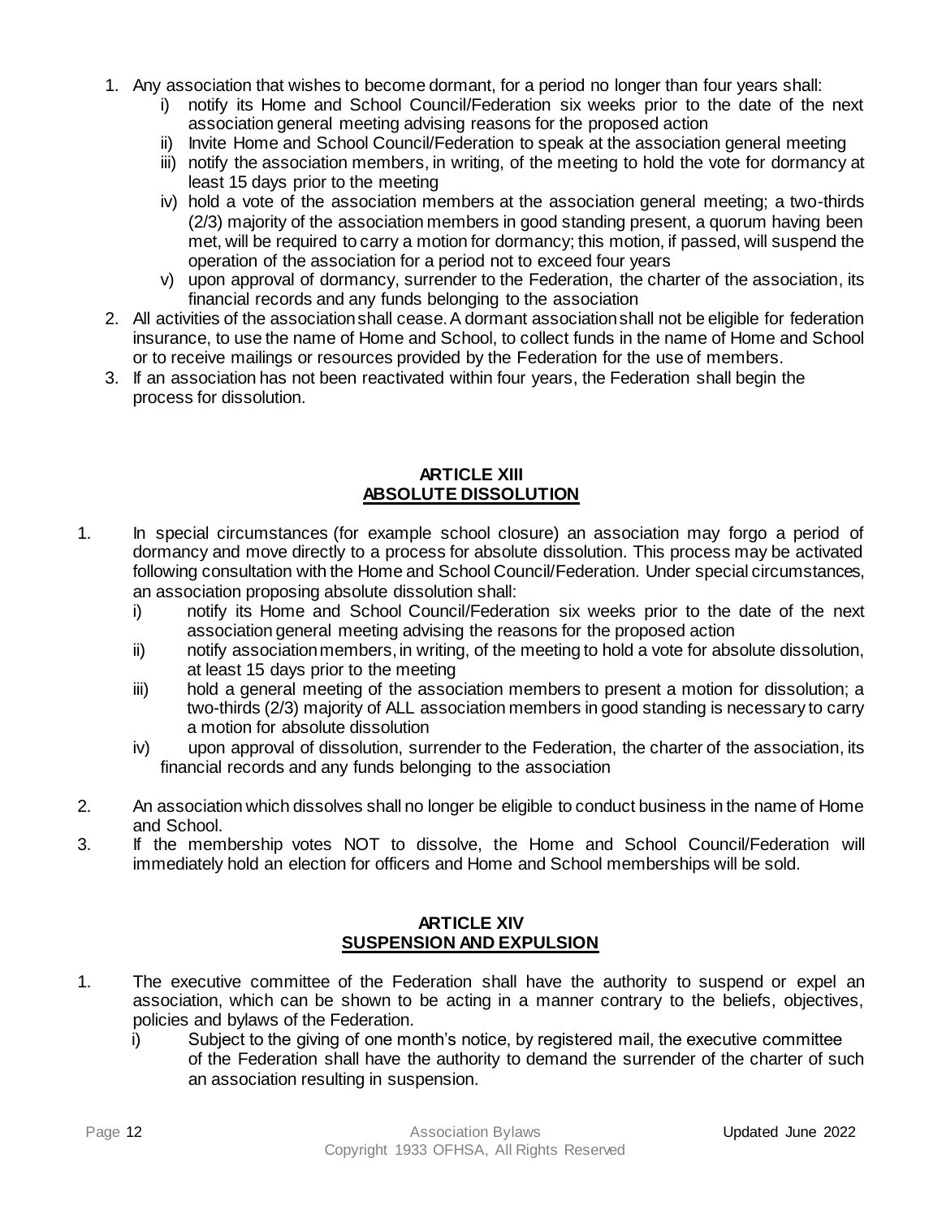1. Any association that wishes to become dormant, for a period no longer than four years shall:
   i) notify its Home and School Council/Federation six weeks prior to the date of the next association general meeting advising reasons for the proposed action
   ii) Invite Home and School Council/Federation to speak at the association general meeting
   iii) notify the association members, in writing, of the meeting to hold the vote for dormancy at least 15 days prior to the meeting
   iv) hold a vote of the association members at the association general meeting; a two-thirds (2/3) majority of the association members in good standing present, a quorum having been met, will be required to carry a motion for dormancy; this motion, if passed, will suspend the operation of the association for a period not to exceed four years
   v) upon approval of dormancy, surrender to the Federation, the charter of the association, its financial records and any funds belonging to the association
2. All activities of the association shall cease. A dormant association shall not be eligible for federation insurance, to use the name of Home and School, to collect funds in the name of Home and School or to receive mailings or resources provided by the Federation for the use of members.
3. If an association has not been reactivated within four years, the Federation shall begin the process for dissolution.

## ARTICLE XIII
## ABSOLUTE DISSOLUTION

1. In special circumstances (for example school closure) an association may forgo a period of dormancy and move directly to a process for absolute dissolution. This process may be activated following consultation with the Home and School Council/Federation. Under special circumstances, an association proposing absolute dissolution shall:
   i) notify its Home and School Council/Federation six weeks prior to the date of the next association general meeting advising the reasons for the proposed action
   ii) notify association members, in writing, of the meeting to hold a vote for absolute dissolution, at least 15 days prior to the meeting
   iii) hold a general meeting of the association members to present a motion for dissolution; a two-thirds (2/3) majority of ALL association members in good standing is necessary to carry a motion for absolute dissolution
   iv) upon approval of dissolution, surrender to the Federation, the charter of the association, its financial records and any funds belonging to the association
2. An association which dissolves shall no longer be eligible to conduct business in the name of Home and School.
3. If the membership votes NOT to dissolve, the Home and School Council/Federation will immediately hold an election for officers and Home and School memberships will be sold.

## ARTICLE XIV
## SUSPENSION AND EXPULSION

1. The executive committee of the Federation shall have the authority to suspend or expel an association, which can be shown to be acting in a manner contrary to the beliefs, objectives, policies and bylaws of the Federation.
   i) Subject to the giving of one month's notice, by registered mail, the executive committee of the Federation shall have the authority to demand the surrender of the charter of such an association resulting in suspension.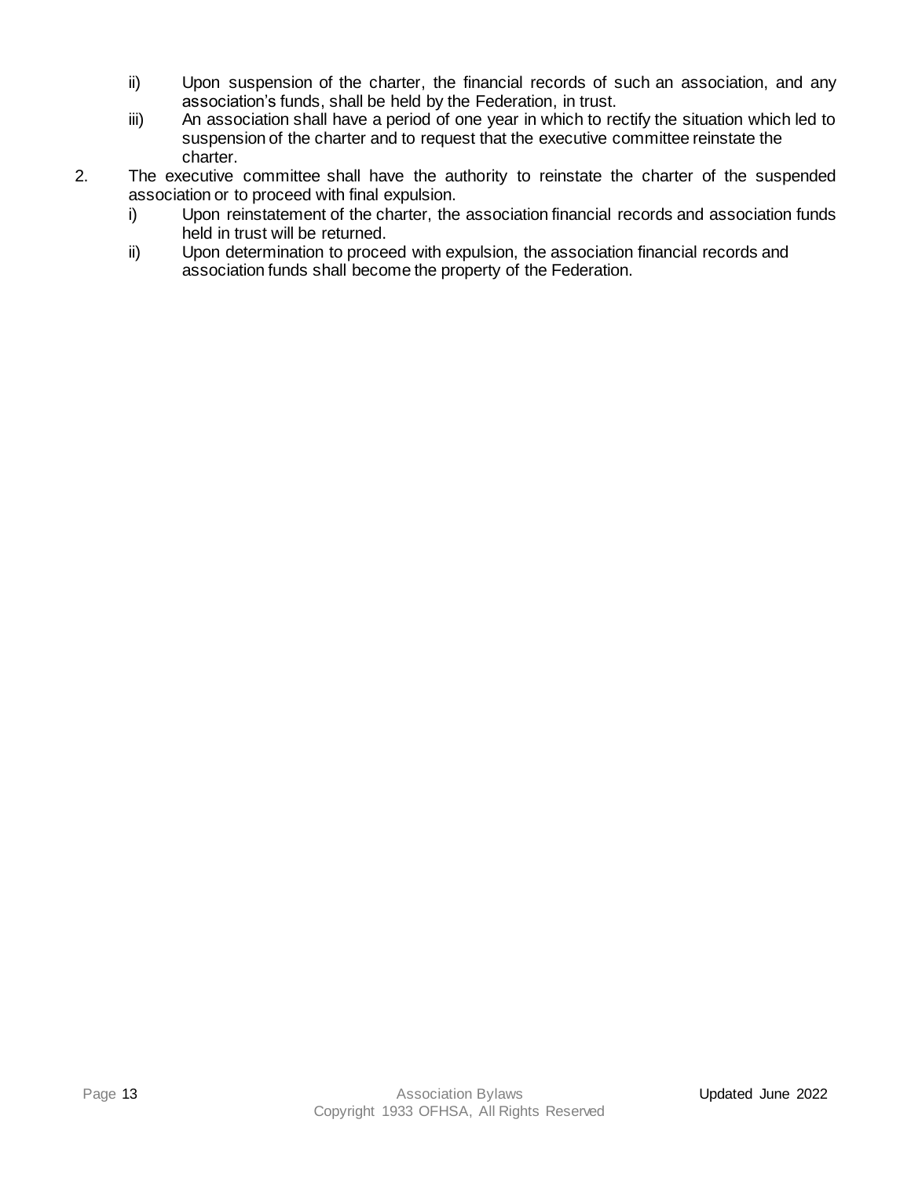ii) Upon suspension of the charter, the financial records of such an association, and any association's funds, shall be held by the Federation, in trust.
   iii) An association shall have a period of one year in which to rectify the situation which led to suspension of the charter and to request that the executive committee reinstate the charter.

2. The executive committee shall have the authority to reinstate the charter of the suspended association or to proceed with final expulsion.
   i) Upon reinstatement of the charter, the association financial records and association funds held in trust will be returned.
   ii) Upon determination to proceed with expulsion, the association financial records and association funds shall become the property of the Federation.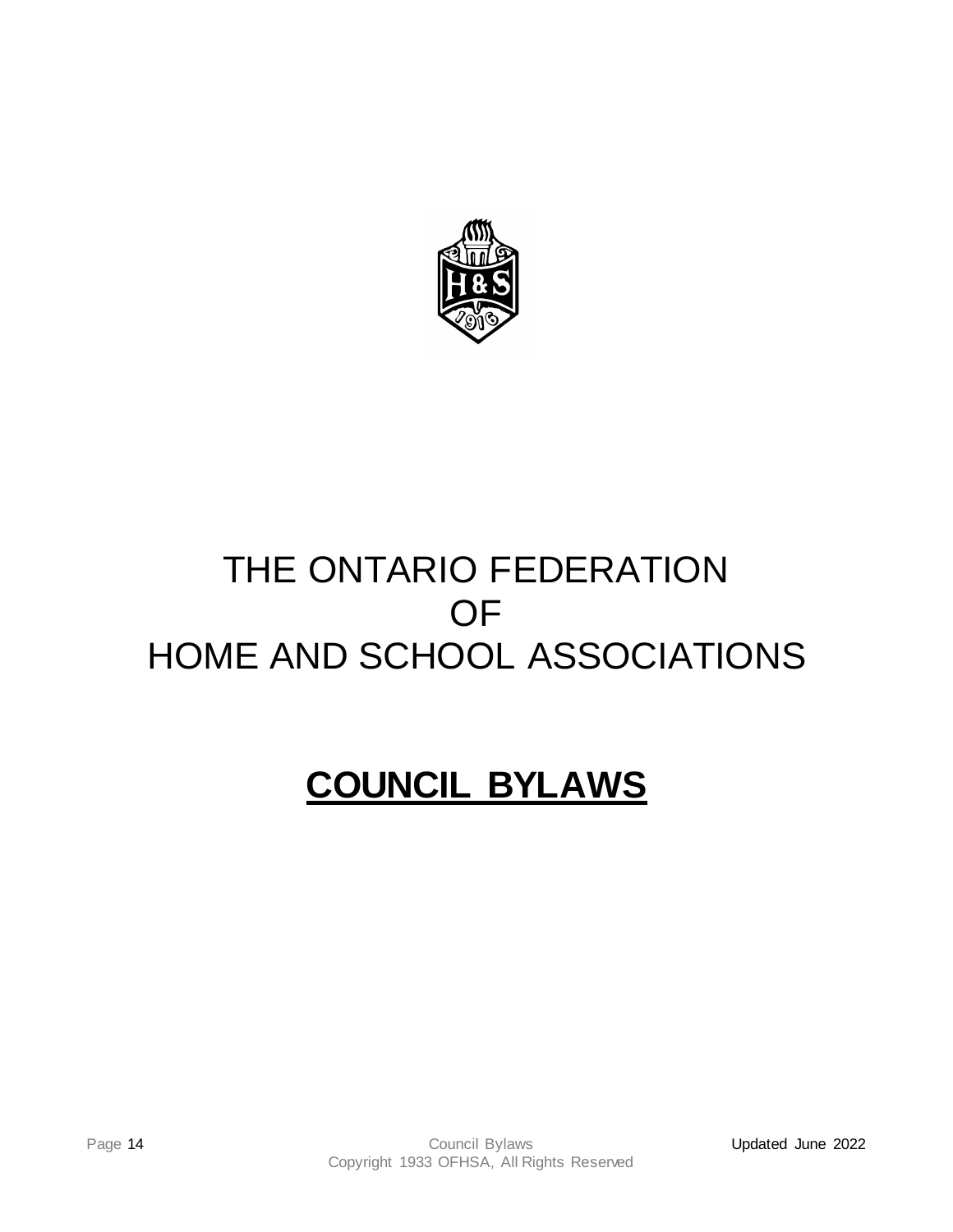# THE ONTARIO FEDERATION OF HOME AND SCHOOL ASSOCIATIONS

## **COUNCIL BYLAWS**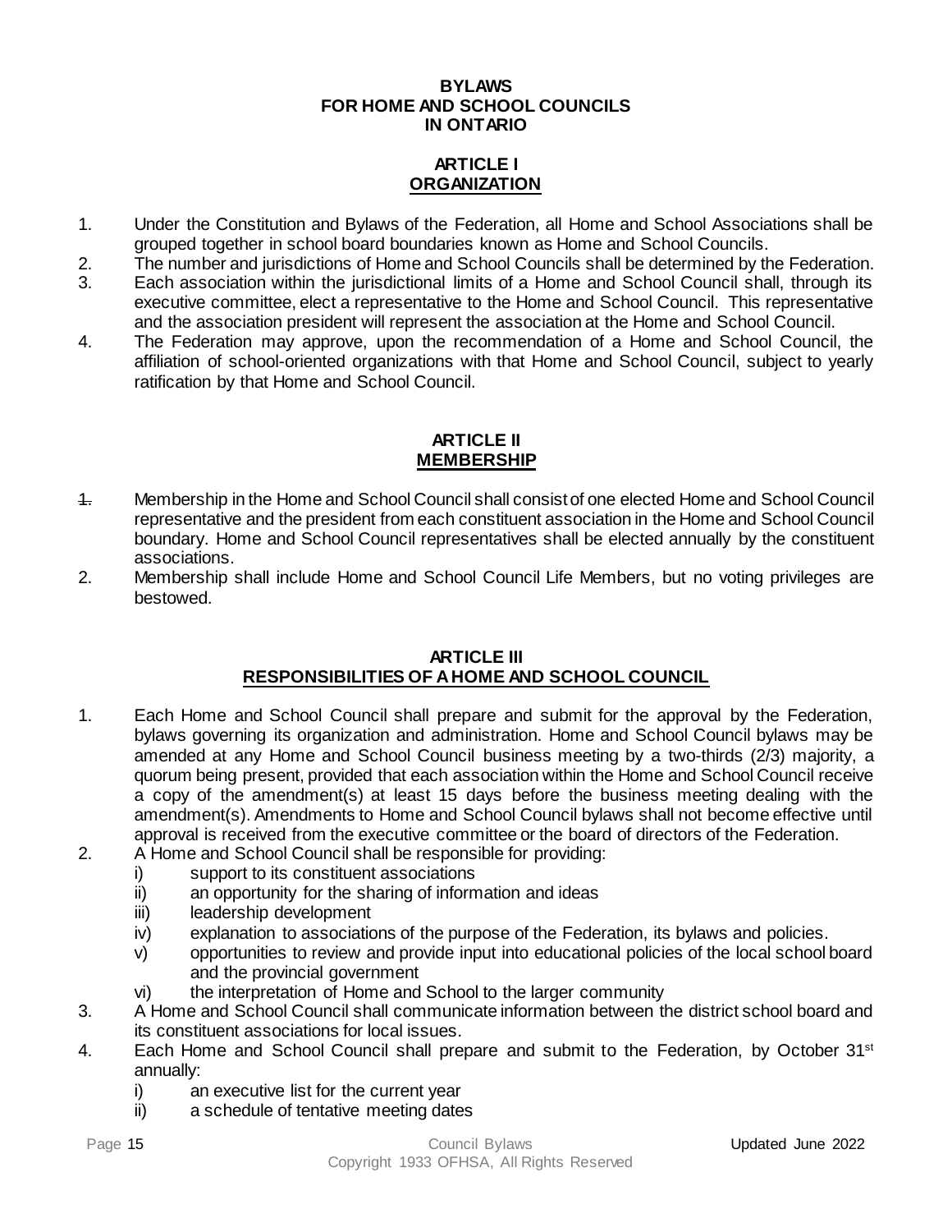# BYLAWS FOR HOME AND SCHOOL COUNCILS IN ONTARIO

## ARTICLE I ORGANIZATION

1. Under the Constitution and Bylaws of the Federation, all Home and School Associations shall be grouped together in school board boundaries known as Home and School Councils.
2. The number and jurisdictions of Home and School Councils shall be determined by the Federation.
3. Each association within the jurisdictional limits of a Home and School Council shall, through its executive committee, elect a representative to the Home and School Council. This representative and the association president will represent the association at the Home and School Council.
4. The Federation may approve, upon the recommendation of a Home and School Council, the affiliation of school-oriented organizations with that Home and School Council, subject to yearly ratification by that Home and School Council.

## ARTICLE II MEMBERSHIP

1. Membership in the Home and School Council shall consist of one elected Home and School Council representative and the president from each constituent association in the Home and School Council boundary. Home and School Council representatives shall be elected annually by the constituent associations.
2. Membership shall include Home and School Council Life Members, but no voting privileges are bestowed.

## ARTICLE III RESPONSIBILITIES OF A HOME AND SCHOOL COUNCIL

1. Each Home and School Council shall prepare and submit for the approval by the Federation, bylaws governing its organization and administration. Home and School Council bylaws may be amended at any Home and School Council business meeting by a two-thirds (2/3) majority, a quorum being present, provided that each association within the Home and School Council receive a copy of the amendment(s) at least 15 days before the business meeting dealing with the amendment(s). Amendments to Home and School Council bylaws shall not become effective until approval is received from the executive committee or the board of directors of the Federation.
2. A Home and School Council shall be responsible for providing:
   - i) support to its constituent associations
   - ii) an opportunity for the sharing of information and ideas
   - iii) leadership development
   - iv) explanation to associations of the purpose of the Federation, its bylaws and policies.
   - v) opportunities to review and provide input into educational policies of the local school board and the provincial government
   - vi) the interpretation of Home and School to the larger community
3. A Home and School Council shall communicate information between the district school board and its constituent associations for local issues.
4. Each Home and School Council shall prepare and submit to the Federation, by October 31st annually:
   - i) an executive list for the current year
   - ii) a schedule of tentative meeting dates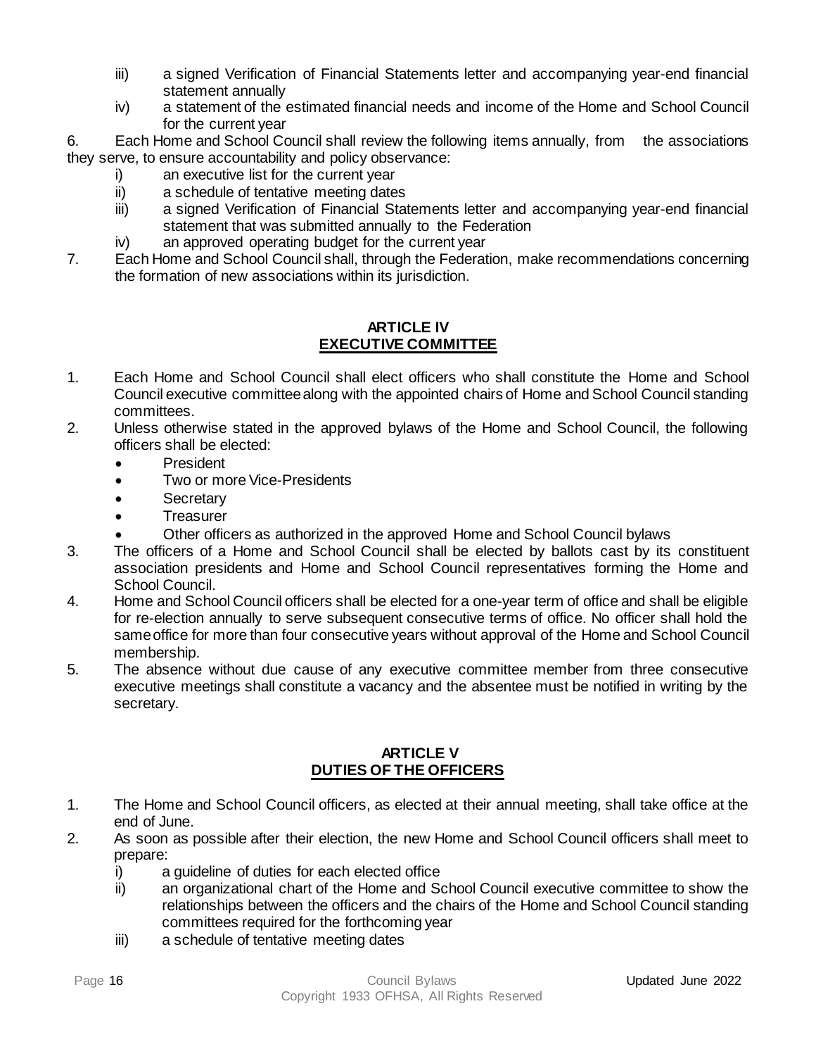iii) a signed Verification of Financial Statements letter and accompanying year-end financial statement annually
   iv) a statement of the estimated financial needs and income of the Home and School Council for the current year

6. Each Home and School Council shall review the following items annually, from the associations they serve, to ensure accountability and policy observance:
   i) an executive list for the current year
   ii) a schedule of tentative meeting dates
   iii) a signed Verification of Financial Statements letter and accompanying year-end financial statement that was submitted annually to the Federation
   iv) an approved operating budget for the current year
7. Each Home and School Council shall, through the Federation, make recommendations concerning the formation of new associations within its jurisdiction.

## ARTICLE IV
## EXECUTIVE COMMITTEE

1. Each Home and School Council shall elect officers who shall constitute the Home and School Council executive committee along with the appointed chairs of Home and School Council standing committees.
2. Unless otherwise stated in the approved bylaws of the Home and School Council, the following officers shall be elected:
   - President
   - Two or more Vice-Presidents
   - Secretary
   - Treasurer
   - Other officers as authorized in the approved Home and School Council bylaws
3. The officers of a Home and School Council shall be elected by ballots cast by its constituent association presidents and Home and School Council representatives forming the Home and School Council.
4. Home and School Council officers shall be elected for a one-year term of office and shall be eligible for re-election annually to serve subsequent consecutive terms of office. No officer shall hold the same office for more than four consecutive years without approval of the Home and School Council membership.
5. The absence without due cause of any executive committee member from three consecutive executive meetings shall constitute a vacancy and the absentee must be notified in writing by the secretary.

## ARTICLE V
## DUTIES OF THE OFFICERS

1. The Home and School Council officers, as elected at their annual meeting, shall take office at the end of June.
2. As soon as possible after their election, the new Home and School Council officers shall meet to prepare:
   i) a guideline of duties for each elected office
   ii) an organizational chart of the Home and School Council executive committee to show the relationships between the officers and the chairs of the Home and School Council standing committees required for the forthcoming year
   iii) a schedule of tentative meeting dates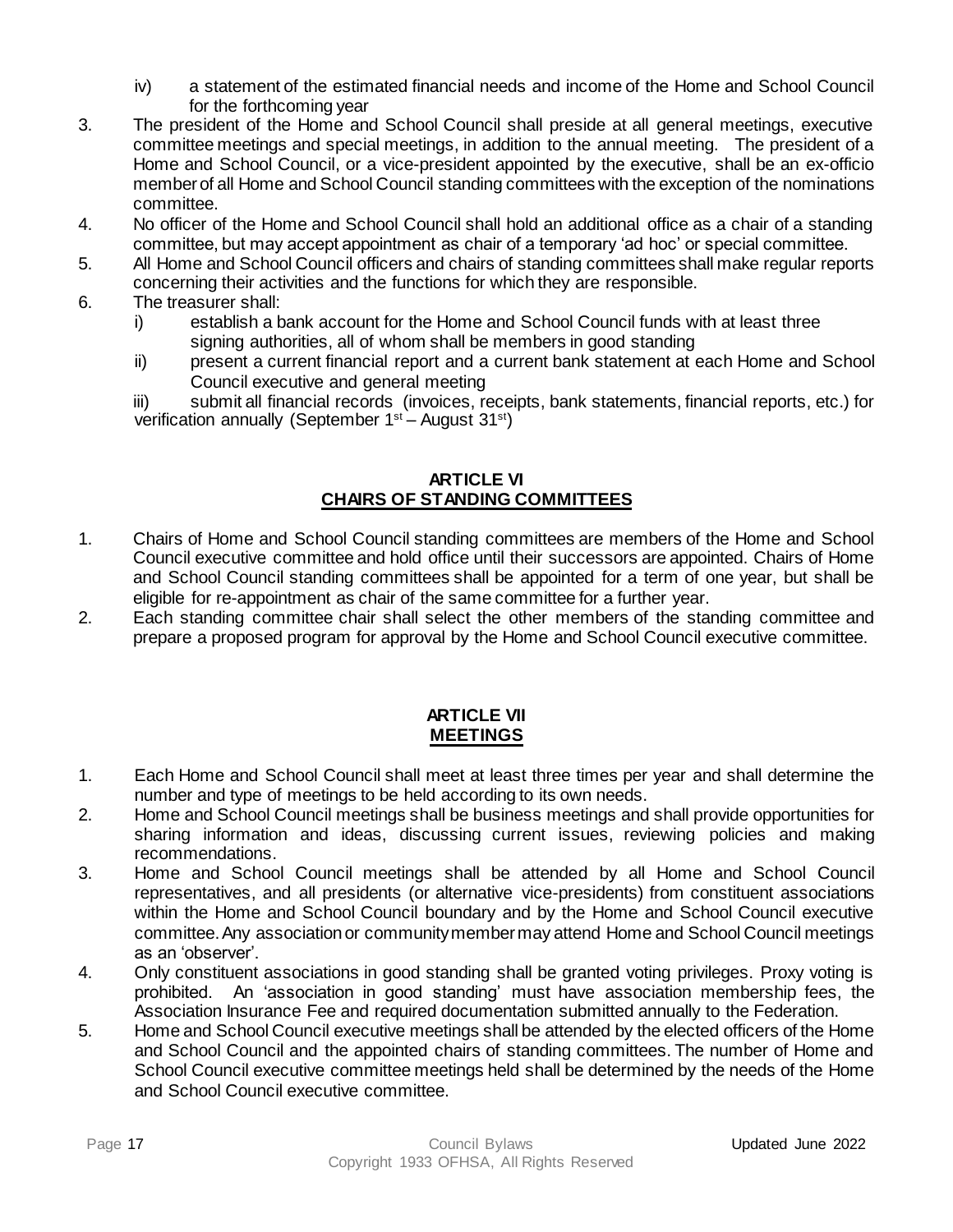iv) a statement of the estimated financial needs and income of the Home and School Council for the forthcoming year

3. The president of the Home and School Council shall preside at all general meetings, executive committee meetings and special meetings, in addition to the annual meeting. The president of a Home and School Council, or a vice-president appointed by the executive, shall be an ex-officio member of all Home and School Council standing committees with the exception of the nominations committee.
4. No officer of the Home and School Council shall hold an additional office as a chair of a standing committee, but may accept appointment as chair of a temporary 'ad hoc' or special committee.
5. All Home and School Council officers and chairs of standing committees shall make regular reports concerning their activities and the functions for which they are responsible.
6. The treasurer shall:
   i) establish a bank account for the Home and School Council funds with at least three signing authorities, all of whom shall be members in good standing
   ii) present a current financial report and a current bank statement at each Home and School Council executive and general meeting
   iii) submit all financial records (invoices, receipts, bank statements, financial reports, etc.) for verification annually (September 1st – August 31st)

## ARTICLE VI
## CHAIRS OF STANDING COMMITTEES

1. Chairs of Home and School Council standing committees are members of the Home and School Council executive committee and hold office until their successors are appointed. Chairs of Home and School Council standing committees shall be appointed for a term of one year, but shall be eligible for re-appointment as chair of the same committee for a further year.
2. Each standing committee chair shall select the other members of the standing committee and prepare a proposed program for approval by the Home and School Council executive committee.

## ARTICLE VII
## MEETINGS

1. Each Home and School Council shall meet at least three times per year and shall determine the number and type of meetings to be held according to its own needs.
2. Home and School Council meetings shall be business meetings and shall provide opportunities for sharing information and ideas, discussing current issues, reviewing policies and making recommendations.
3. Home and School Council meetings shall be attended by all Home and School Council representatives, and all presidents (or alternative vice-presidents) from constituent associations within the Home and School Council boundary and by the Home and School Council executive committee. Any association or community member may attend Home and School Council meetings as an 'observer'.
4. Only constituent associations in good standing shall be granted voting privileges. Proxy voting is prohibited. An 'association in good standing' must have association membership fees, the Association Insurance Fee and required documentation submitted annually to the Federation.
5. Home and School Council executive meetings shall be attended by the elected officers of the Home and School Council and the appointed chairs of standing committees. The number of Home and School Council executive committee meetings held shall be determined by the needs of the Home and School Council executive committee.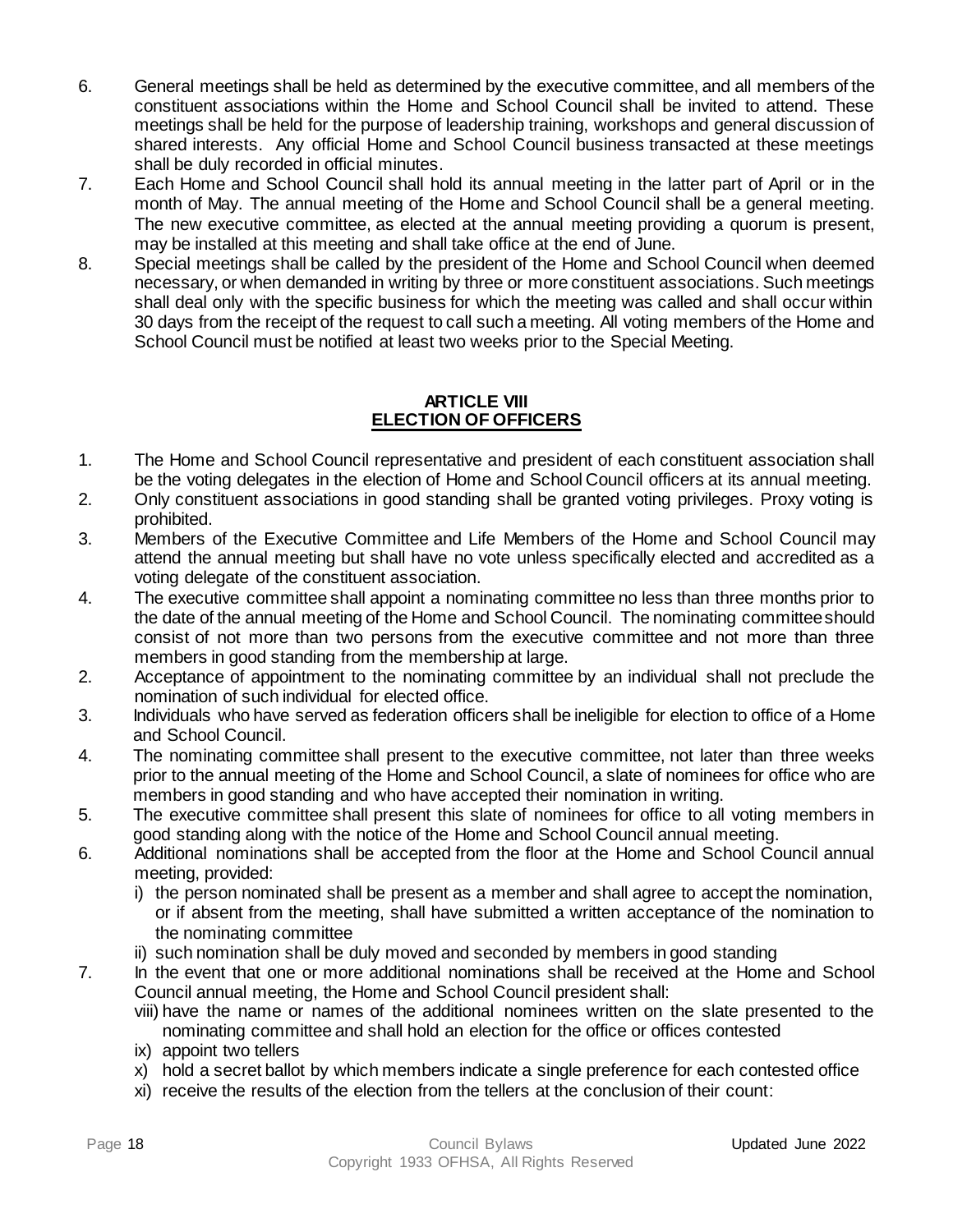6. General meetings shall be held as determined by the executive committee, and all members of the constituent associations within the Home and School Council shall be invited to attend. These meetings shall be held for the purpose of leadership training, workshops and general discussion of shared interests. Any official Home and School Council business transacted at these meetings shall be duly recorded in official minutes.
7. Each Home and School Council shall hold its annual meeting in the latter part of April or in the month of May. The annual meeting of the Home and School Council shall be a general meeting. The new executive committee, as elected at the annual meeting providing a quorum is present, may be installed at this meeting and shall take office at the end of June.
8. Special meetings shall be called by the president of the Home and School Council when deemed necessary, or when demanded in writing by three or more constituent associations. Such meetings shall deal only with the specific business for which the meeting was called and shall occur within 30 days from the receipt of the request to call such a meeting. All voting members of the Home and School Council must be notified at least two weeks prior to the Special Meeting.

## ARTICLE VIII
## ELECTION OF OFFICERS

1. The Home and School Council representative and president of each constituent association shall be the voting delegates in the election of Home and School Council officers at its annual meeting.
2. Only constituent associations in good standing shall be granted voting privileges. Proxy voting is prohibited.
3. Members of the Executive Committee and Life Members of the Home and School Council may attend the annual meeting but shall have no vote unless specifically elected and accredited as a voting delegate of the constituent association.
4. The executive committee shall appoint a nominating committee no less than three months prior to the date of the annual meeting of the Home and School Council. The nominating committee should consist of not more than two persons from the executive committee and not more than three members in good standing from the membership at large.
2. Acceptance of appointment to the nominating committee by an individual shall not preclude the nomination of such individual for elected office.
3. Individuals who have served as federation officers shall be ineligible for election to office of a Home and School Council.
4. The nominating committee shall present to the executive committee, not later than three weeks prior to the annual meeting of the Home and School Council, a slate of nominees for office who are members in good standing and who have accepted their nomination in writing.
5. The executive committee shall present this slate of nominees for office to all voting members in good standing along with the notice of the Home and School Council annual meeting.
6. Additional nominations shall be accepted from the floor at the Home and School Council annual meeting, provided:
   i) the person nominated shall be present as a member and shall agree to accept the nomination, or if absent from the meeting, shall have submitted a written acceptance of the nomination to the nominating committee
   ii) such nomination shall be duly moved and seconded by members in good standing
7. In the event that one or more additional nominations shall be received at the Home and School Council annual meeting, the Home and School Council president shall:
   viii) have the name or names of the additional nominees written on the slate presented to the nominating committee and shall hold an election for the office or offices contested
   ix) appoint two tellers
   x) hold a secret ballot by which members indicate a single preference for each contested office
   xi) receive the results of the election from the tellers at the conclusion of their count: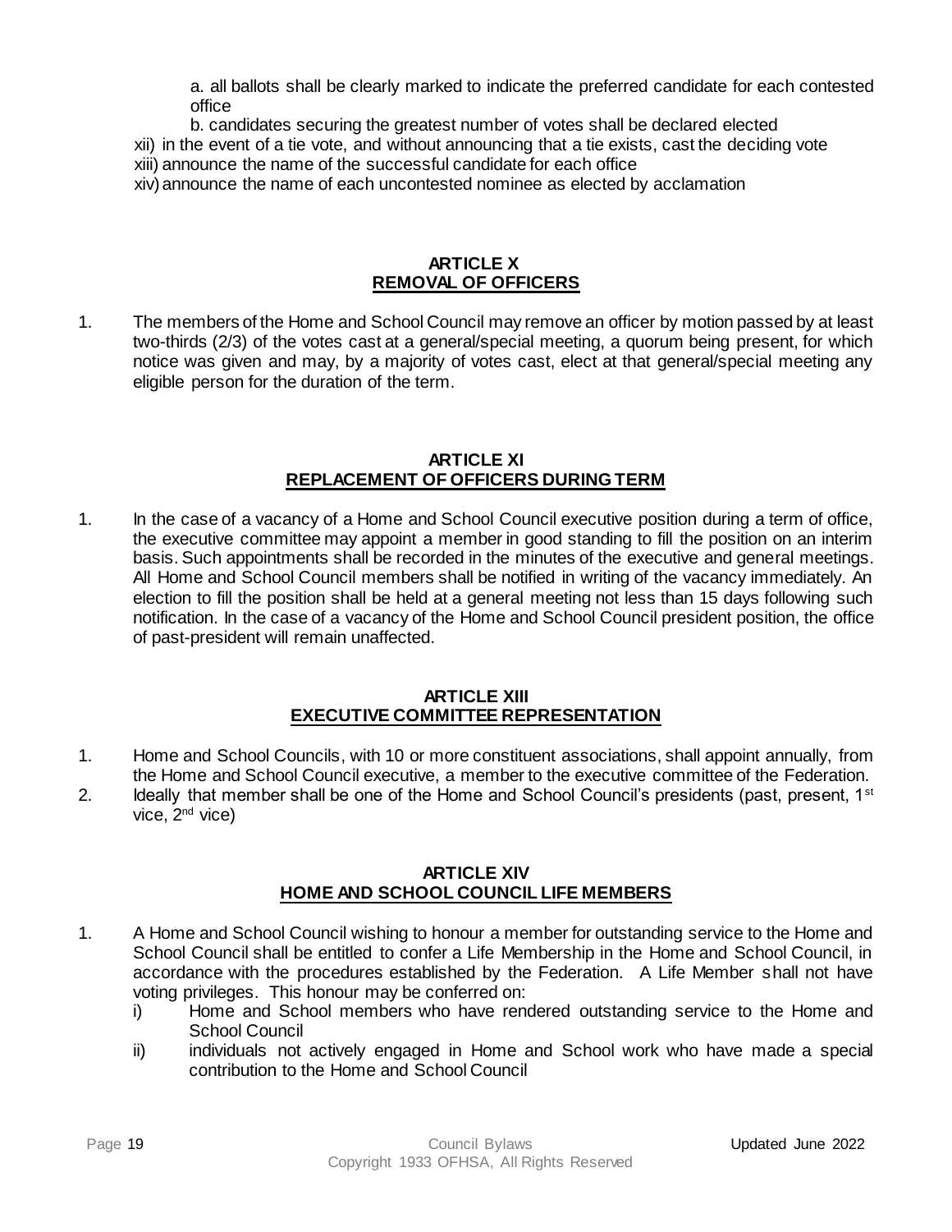a. all ballots shall be clearly marked to indicate the preferred candidate for each contested office

b. candidates securing the greatest number of votes shall be declared elected

xii) in the event of a tie vote, and without announcing that a tie exists, cast the deciding vote

xiii) announce the name of the successful candidate for each office

xiv) announce the name of each uncontested nominee as elected by acclamation

## ARTICLE X
## REMOVAL OF OFFICERS

1. The members of the Home and School Council may remove an officer by motion passed by at least two-thirds (2/3) of the votes cast at a general/special meeting, a quorum being present, for which notice was given and may, by a majority of votes cast, elect at that general/special meeting any eligible person for the duration of the term.

## ARTICLE XI
## REPLACEMENT OF OFFICERS DURING TERM

1. In the case of a vacancy of a Home and School Council executive position during a term of office, the executive committee may appoint a member in good standing to fill the position on an interim basis. Such appointments shall be recorded in the minutes of the executive and general meetings. All Home and School Council members shall be notified in writing of the vacancy immediately. An election to fill the position shall be held at a general meeting not less than 15 days following such notification. In the case of a vacancy of the Home and School Council president position, the office of past-president will remain unaffected.

## ARTICLE XIII
## EXECUTIVE COMMITTEE REPRESENTATION

1. Home and School Councils, with 10 or more constituent associations, shall appoint annually, from the Home and School Council executive, a member to the executive committee of the Federation.
2. Ideally that member shall be one of the Home and School Council's presidents (past, present, 1st vice, 2nd vice)

## ARTICLE XIV
## HOME AND SCHOOL COUNCIL LIFE MEMBERS

1. A Home and School Council wishing to honour a member for outstanding service to the Home and School Council shall be entitled to confer a Life Membership in the Home and School Council, in accordance with the procedures established by the Federation. A Life Member shall not have voting privileges. This honour may be conferred on:
   i) Home and School members who have rendered outstanding service to the Home and School Council
   ii) individuals not actively engaged in Home and School work who have made a special contribution to the Home and School Council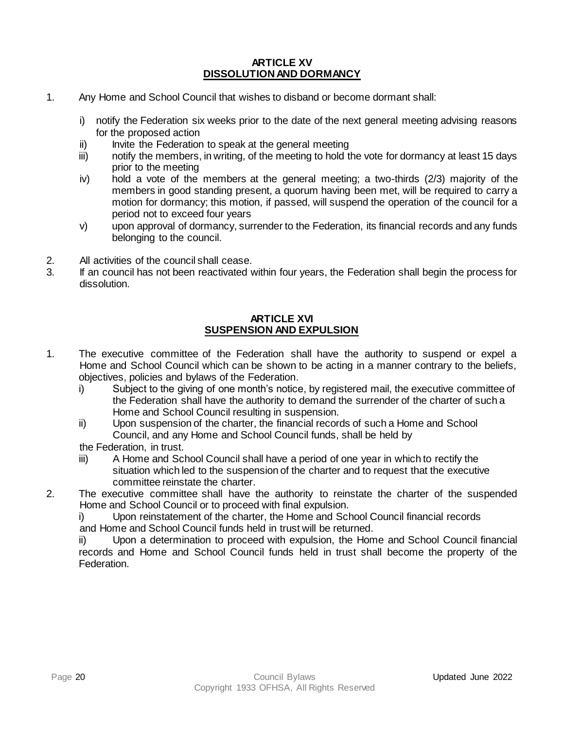## ARTICLE XV
## DISSOLUTION AND DORMANCY

1. Any Home and School Council that wishes to disband or become dormant shall:
   - i) notify the Federation six weeks prior to the date of the next general meeting advising reasons for the proposed action
   - ii) Invite the Federation to speak at the general meeting
   - iii) notify the members, in writing, of the meeting to hold the vote for dormancy at least 15 days prior to the meeting
   - iv) hold a vote of the members at the general meeting; a two-thirds (2/3) majority of the members in good standing present, a quorum having been met, will be required to carry a motion for dormancy; this motion, if passed, will suspend the operation of the council for a period not to exceed four years
   - v) upon approval of dormancy, surrender to the Federation, its financial records and any funds belonging to the council.
2. All activities of the council shall cease.
3. If an council has not been reactivated within four years, the Federation shall begin the process for dissolution.

## ARTICLE XVI
## SUSPENSION AND EXPULSION

1. The executive committee of the Federation shall have the authority to suspend or expel a Home and School Council which can be shown to be acting in a manner contrary to the beliefs, objectives, policies and bylaws of the Federation.
   - i) Subject to the giving of one month's notice, by registered mail, the executive committee of the Federation shall have the authority to demand the surrender of the charter of such a Home and School Council resulting in suspension.
   - ii) Upon suspension of the charter, the financial records of such a Home and School Council, and any Home and School Council funds, shall be held by the Federation, in trust.
   - iii) A Home and School Council shall have a period of one year in which to rectify the situation which led to the suspension of the charter and to request that the executive committee reinstate the charter.
2. The executive committee shall have the authority to reinstate the charter of the suspended Home and School Council or to proceed with final expulsion.
   - i) Upon reinstatement of the charter, the Home and School Council financial records and Home and School Council funds held in trust will be returned.
   - ii) Upon a determination to proceed with expulsion, the Home and School Council financial records and Home and School Council funds held in trust shall become the property of the Federation.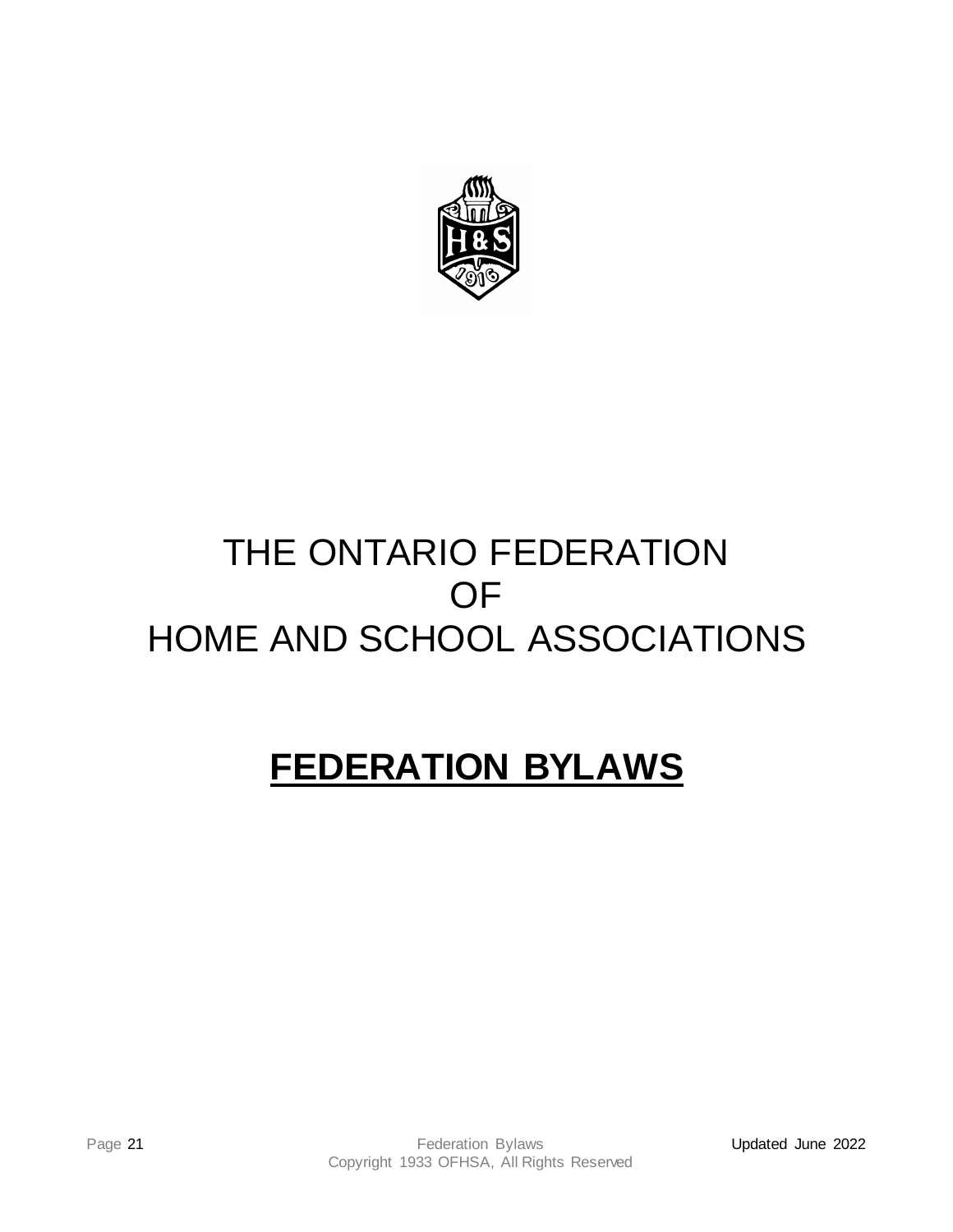# THE ONTARIO FEDERATION OF HOME AND SCHOOL ASSOCIATIONS

## FEDERATION BYLAWS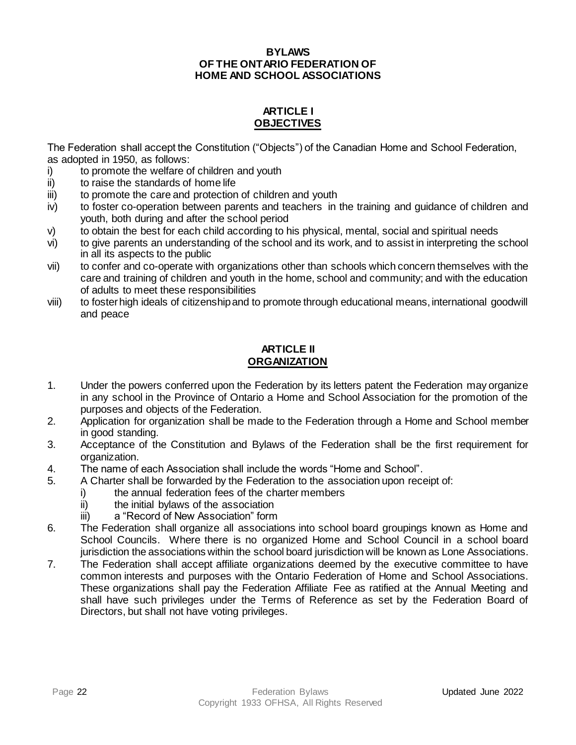# BYLAWS
# OF THE ONTARIO FEDERATION OF
# HOME AND SCHOOL ASSOCIATIONS

## ARTICLE I
## OBJECTIVES

The Federation shall accept the Constitution ("Objects") of the Canadian Home and School Federation, as adopted in 1950, as follows:

i) to promote the welfare of children and youth
ii) to raise the standards of home life
iii) to promote the care and protection of children and youth
iv) to foster co-operation between parents and teachers in the training and guidance of children and youth, both during and after the school period
v) to obtain the best for each child according to his physical, mental, social and spiritual needs
vi) to give parents an understanding of the school and its work, and to assist in interpreting the school in all its aspects to the public
vii) to confer and co-operate with organizations other than schools which concern themselves with the care and training of children and youth in the home, school and community; and with the education of adults to meet these responsibilities
viii) to foster high ideals of citizenship and to promote through educational means, international goodwill and peace

## ARTICLE II
## ORGANIZATION

1. Under the powers conferred upon the Federation by its letters patent the Federation may organize in any school in the Province of Ontario a Home and School Association for the promotion of the purposes and objects of the Federation.
2. Application for organization shall be made to the Federation through a Home and School member in good standing.
3. Acceptance of the Constitution and Bylaws of the Federation shall be the first requirement for organization.
4. The name of each Association shall include the words "Home and School".
5. A Charter shall be forwarded by the Federation to the association upon receipt of:
   i) the annual federation fees of the charter members
   ii) the initial bylaws of the association
   iii) a "Record of New Association" form
6. The Federation shall organize all associations into school board groupings known as Home and School Councils. Where there is no organized Home and School Council in a school board jurisdiction the associations within the school board jurisdiction will be known as Lone Associations.
7. The Federation shall accept affiliate organizations deemed by the executive committee to have common interests and purposes with the Ontario Federation of Home and School Associations. These organizations shall pay the Federation Affiliate Fee as ratified at the Annual Meeting and shall have such privileges under the Terms of Reference as set by the Federation Board of Directors, but shall not have voting privileges.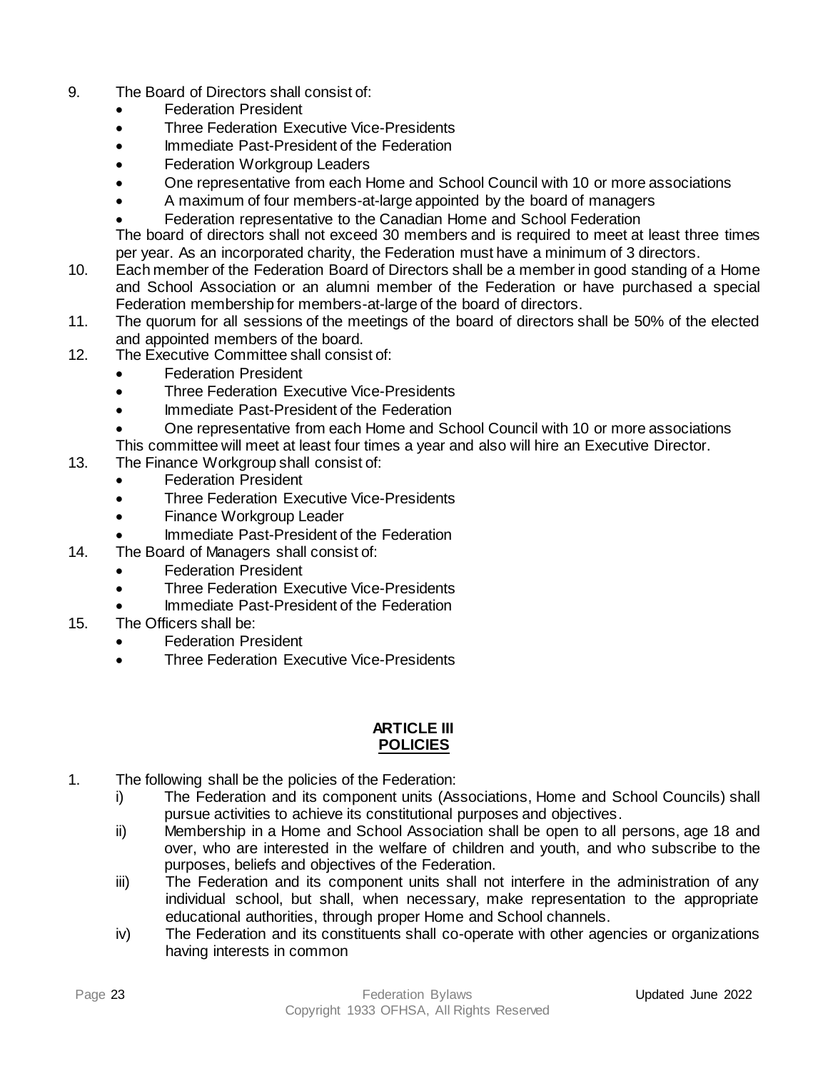9. The Board of Directors shall consist of:
   - Federation President
   - Three Federation Executive Vice-Presidents
   - Immediate Past-President of the Federation
   - Federation Workgroup Leaders
   - One representative from each Home and School Council with 10 or more associations
   - A maximum of four members-at-large appointed by the board of managers
   - Federation representative to the Canadian Home and School Federation

   The board of directors shall not exceed 30 members and is required to meet at least three times per year. As an incorporated charity, the Federation must have a minimum of 3 directors.
10. Each member of the Federation Board of Directors shall be a member in good standing of a Home and School Association or an alumni member of the Federation or have purchased a special Federation membership for members-at-large of the board of directors.
11. The quorum for all sessions of the meetings of the board of directors shall be 50% of the elected and appointed members of the board.
12. The Executive Committee shall consist of:
    - Federation President
    - Three Federation Executive Vice-Presidents
    - Immediate Past-President of the Federation
    - One representative from each Home and School Council with 10 or more associations

    This committee will meet at least four times a year and also will hire an Executive Director.
13. The Finance Workgroup shall consist of:
    - Federation President
    - Three Federation Executive Vice-Presidents
    - Finance Workgroup Leader
    - Immediate Past-President of the Federation
14. The Board of Managers shall consist of:
    - Federation President
    - Three Federation Executive Vice-Presidents
    - Immediate Past-President of the Federation
15. The Officers shall be:
    - Federation President
    - Three Federation Executive Vice-Presidents

## ARTICLE III
## POLICIES

1. The following shall be the policies of the Federation:
   i) The Federation and its component units (Associations, Home and School Councils) shall pursue activities to achieve its constitutional purposes and objectives.
   ii) Membership in a Home and School Association shall be open to all persons, age 18 and over, who are interested in the welfare of children and youth, and who subscribe to the purposes, beliefs and objectives of the Federation.
   iii) The Federation and its component units shall not interfere in the administration of any individual school, but shall, when necessary, make representation to the appropriate educational authorities, through proper Home and School channels.
   iv) The Federation and its constituents shall co-operate with other agencies or organizations having interests in common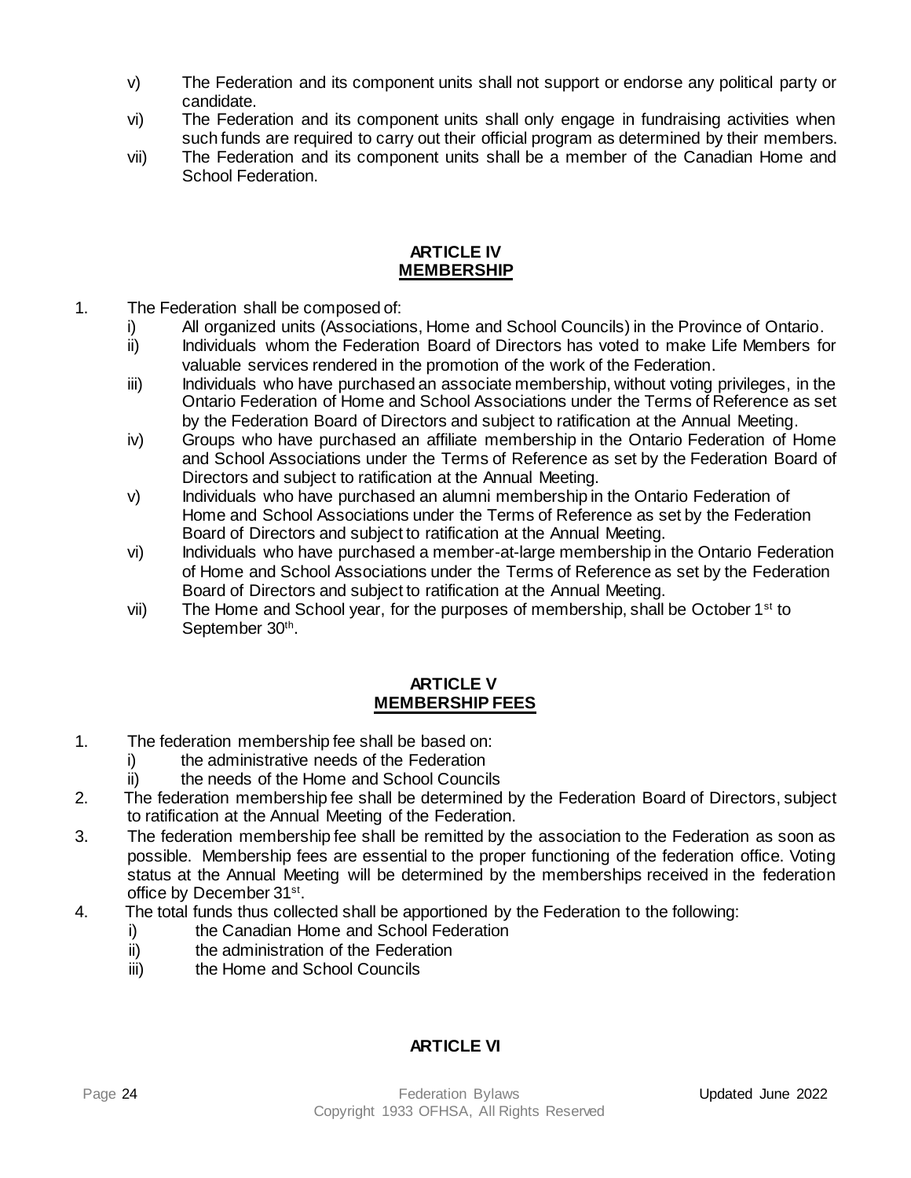v) The Federation and its component units shall not support or endorse any political party or candidate.

vi) The Federation and its component units shall only engage in fundraising activities when such funds are required to carry out their official program as determined by their members.

vii) The Federation and its component units shall be a member of the Canadian Home and School Federation.

## ARTICLE IV
## MEMBERSHIP

1. The Federation shall be composed of:
   - i) All organized units (Associations, Home and School Councils) in the Province of Ontario.
   - ii) Individuals whom the Federation Board of Directors has voted to make Life Members for valuable services rendered in the promotion of the work of the Federation.
   - iii) Individuals who have purchased an associate membership, without voting privileges, in the Ontario Federation of Home and School Associations under the Terms of Reference as set by the Federation Board of Directors and subject to ratification at the Annual Meeting.
   - iv) Groups who have purchased an affiliate membership in the Ontario Federation of Home and School Associations under the Terms of Reference as set by the Federation Board of Directors and subject to ratification at the Annual Meeting.
   - v) Individuals who have purchased an alumni membership in the Ontario Federation of Home and School Associations under the Terms of Reference as set by the Federation Board of Directors and subject to ratification at the Annual Meeting.
   - vi) Individuals who have purchased a member-at-large membership in the Ontario Federation of Home and School Associations under the Terms of Reference as set by the Federation Board of Directors and subject to ratification at the Annual Meeting.
   - vii) The Home and School year, for the purposes of membership, shall be October 1st to September 30th.

## ARTICLE V
## MEMBERSHIP FEES

1. The federation membership fee shall be based on:
   - i) the administrative needs of the Federation
   - ii) the needs of the Home and School Councils
2. The federation membership fee shall be determined by the Federation Board of Directors, subject to ratification at the Annual Meeting of the Federation.
3. The federation membership fee shall be remitted by the association to the Federation as soon as possible. Membership fees are essential to the proper functioning of the federation office. Voting status at the Annual Meeting will be determined by the memberships received in the federation office by December 31st.
4. The total funds thus collected shall be apportioned by the Federation to the following:
   - i) the Canadian Home and School Federation
   - ii) the administration of the Federation
   - iii) the Home and School Councils

## ARTICLE VI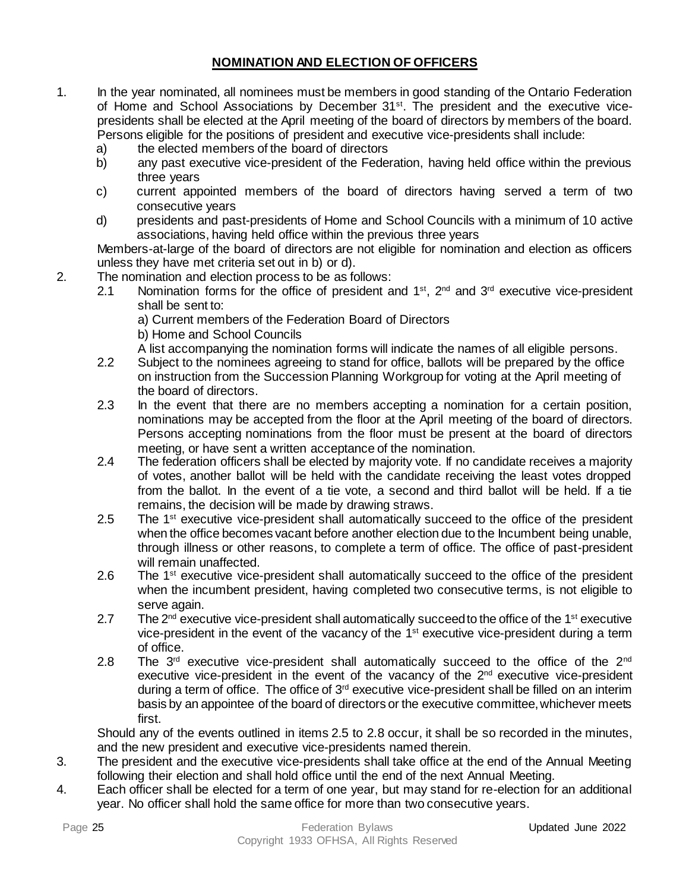## NOMINATION AND ELECTION OF OFFICERS

1. In the year nominated, all nominees must be members in good standing of the Ontario Federation of Home and School Associations by December 31st. The president and the executive vice-presidents shall be elected at the April meeting of the board of directors by members of the board. Persons eligible for the positions of president and executive vice-presidents shall include:
   a) the elected members of the board of directors
   b) any past executive vice-president of the Federation, having held office within the previous three years
   c) current appointed members of the board of directors having served a term of two consecutive years
   d) presidents and past-presidents of Home and School Councils with a minimum of 10 active associations, having held office within the previous three years

   Members-at-large of the board of directors are not eligible for nomination and election as officers unless they have met criteria set out in b) or d).
2. The nomination and election process to be as follows:
   2.1 Nomination forms for the office of president and 1st, 2nd and 3rd executive vice-president shall be sent to:
   a) Current members of the Federation Board of Directors
   b) Home and School Councils
   A list accompanying the nomination forms will indicate the names of all eligible persons.

   2.2 Subject to the nominees agreeing to stand for office, ballots will be prepared by the office on instruction from the Succession Planning Workgroup for voting at the April meeting of the board of directors.

   2.3 In the event that there are no members accepting a nomination for a certain position, nominations may be accepted from the floor at the April meeting of the board of directors. Persons accepting nominations from the floor must be present at the board of directors meeting, or have sent a written acceptance of the nomination.

   2.4 The federation officers shall be elected by majority vote. If no candidate receives a majority of votes, another ballot will be held with the candidate receiving the least votes dropped from the ballot. In the event of a tie vote, a second and third ballot will be held. If a tie remains, the decision will be made by drawing straws.

   2.5 The 1st executive vice-president shall automatically succeed to the office of the president when the office becomes vacant before another election due to the Incumbent being unable, through illness or other reasons, to complete a term of office. The office of past-president will remain unaffected.

   2.6 The 1st executive vice-president shall automatically succeed to the office of the president when the incumbent president, having completed two consecutive terms, is not eligible to serve again.

   2.7 The 2nd executive vice-president shall automatically succeed to the office of the 1st executive vice-president in the event of the vacancy of the 1st executive vice-president during a term of office.

   2.8 The 3rd executive vice-president shall automatically succeed to the office of the 2nd executive vice-president in the event of the vacancy of the 2nd executive vice-president during a term of office. The office of 3rd executive vice-president shall be filled on an interim basis by an appointee of the board of directors or the executive committee, whichever meets first.

   Should any of the events outlined in items 2.5 to 2.8 occur, it shall be so recorded in the minutes, and the new president and executive vice-presidents named therein.
3. The president and the executive vice-presidents shall take office at the end of the Annual Meeting following their election and shall hold office until the end of the next Annual Meeting.
4. Each officer shall be elected for a term of one year, but may stand for re-election for an additional year. No officer shall hold the same office for more than two consecutive years.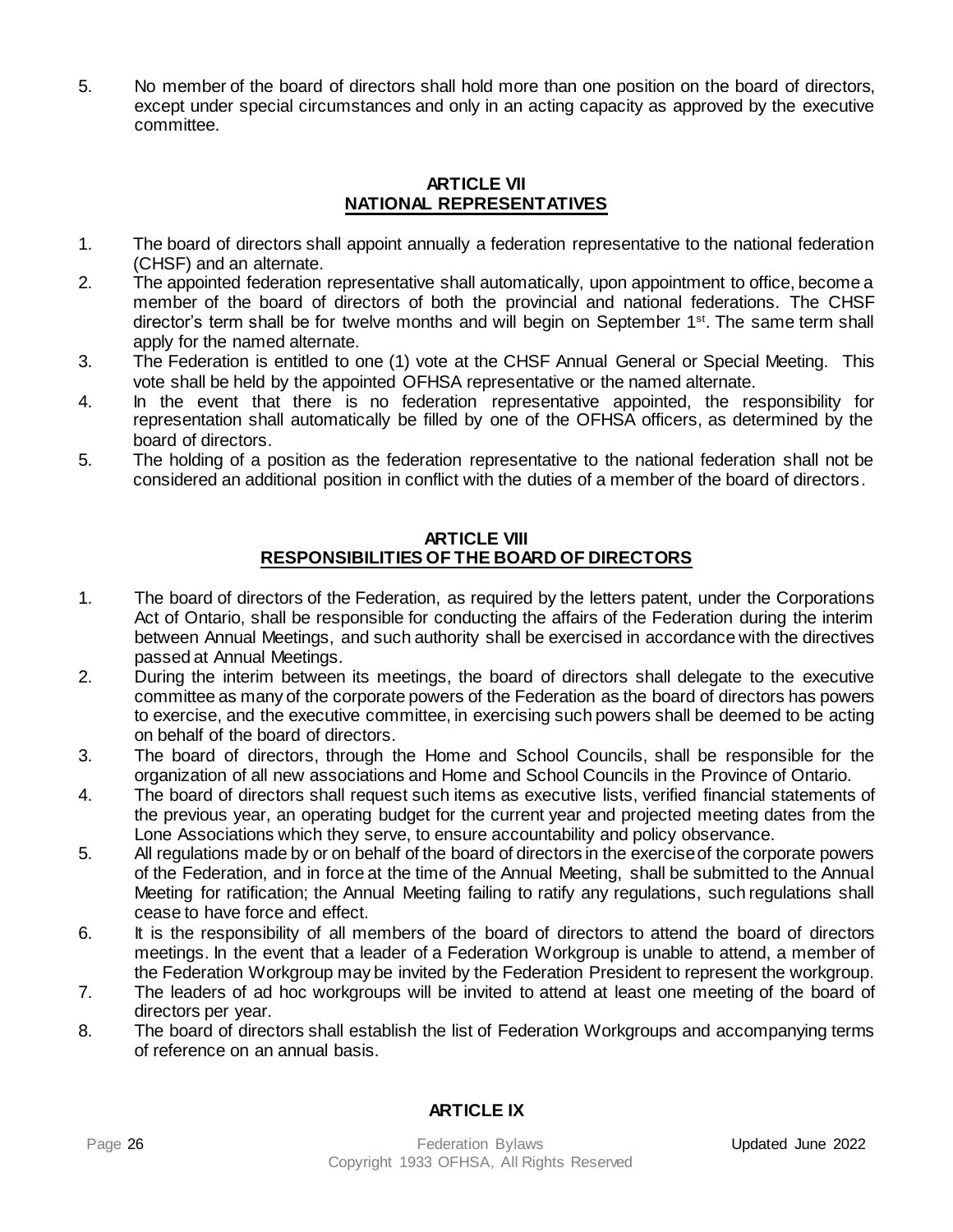5. No member of the board of directors shall hold more than one position on the board of directors, except under special circumstances and only in an acting capacity as approved by the executive committee.

## ARTICLE VII
## NATIONAL REPRESENTATIVES

1. The board of directors shall appoint annually a federation representative to the national federation (CHSF) and an alternate.
2. The appointed federation representative shall automatically, upon appointment to office, become a member of the board of directors of both the provincial and national federations. The CHSF director's term shall be for twelve months and will begin on September 1st. The same term shall apply for the named alternate.
3. The Federation is entitled to one (1) vote at the CHSF Annual General or Special Meeting. This vote shall be held by the appointed OFHSA representative or the named alternate.
4. In the event that there is no federation representative appointed, the responsibility for representation shall automatically be filled by one of the OFHSA officers, as determined by the board of directors.
5. The holding of a position as the federation representative to the national federation shall not be considered an additional position in conflict with the duties of a member of the board of directors.

## ARTICLE VIII
## RESPONSIBILITIES OF THE BOARD OF DIRECTORS

1. The board of directors of the Federation, as required by the letters patent, under the Corporations Act of Ontario, shall be responsible for conducting the affairs of the Federation during the interim between Annual Meetings, and such authority shall be exercised in accordance with the directives passed at Annual Meetings.
2. During the interim between its meetings, the board of directors shall delegate to the executive committee as many of the corporate powers of the Federation as the board of directors has powers to exercise, and the executive committee, in exercising such powers shall be deemed to be acting on behalf of the board of directors.
3. The board of directors, through the Home and School Councils, shall be responsible for the organization of all new associations and Home and School Councils in the Province of Ontario.
4. The board of directors shall request such items as executive lists, verified financial statements of the previous year, an operating budget for the current year and projected meeting dates from the Lone Associations which they serve, to ensure accountability and policy observance.
5. All regulations made by or on behalf of the board of directors in the exercise of the corporate powers of the Federation, and in force at the time of the Annual Meeting, shall be submitted to the Annual Meeting for ratification; the Annual Meeting failing to ratify any regulations, such regulations shall cease to have force and effect.
6. It is the responsibility of all members of the board of directors to attend the board of directors meetings. In the event that a leader of a Federation Workgroup is unable to attend, a member of the Federation Workgroup may be invited by the Federation President to represent the workgroup.
7. The leaders of ad hoc workgroups will be invited to attend at least one meeting of the board of directors per year.
8. The board of directors shall establish the list of Federation Workgroups and accompanying terms of reference on an annual basis.

## ARTICLE IX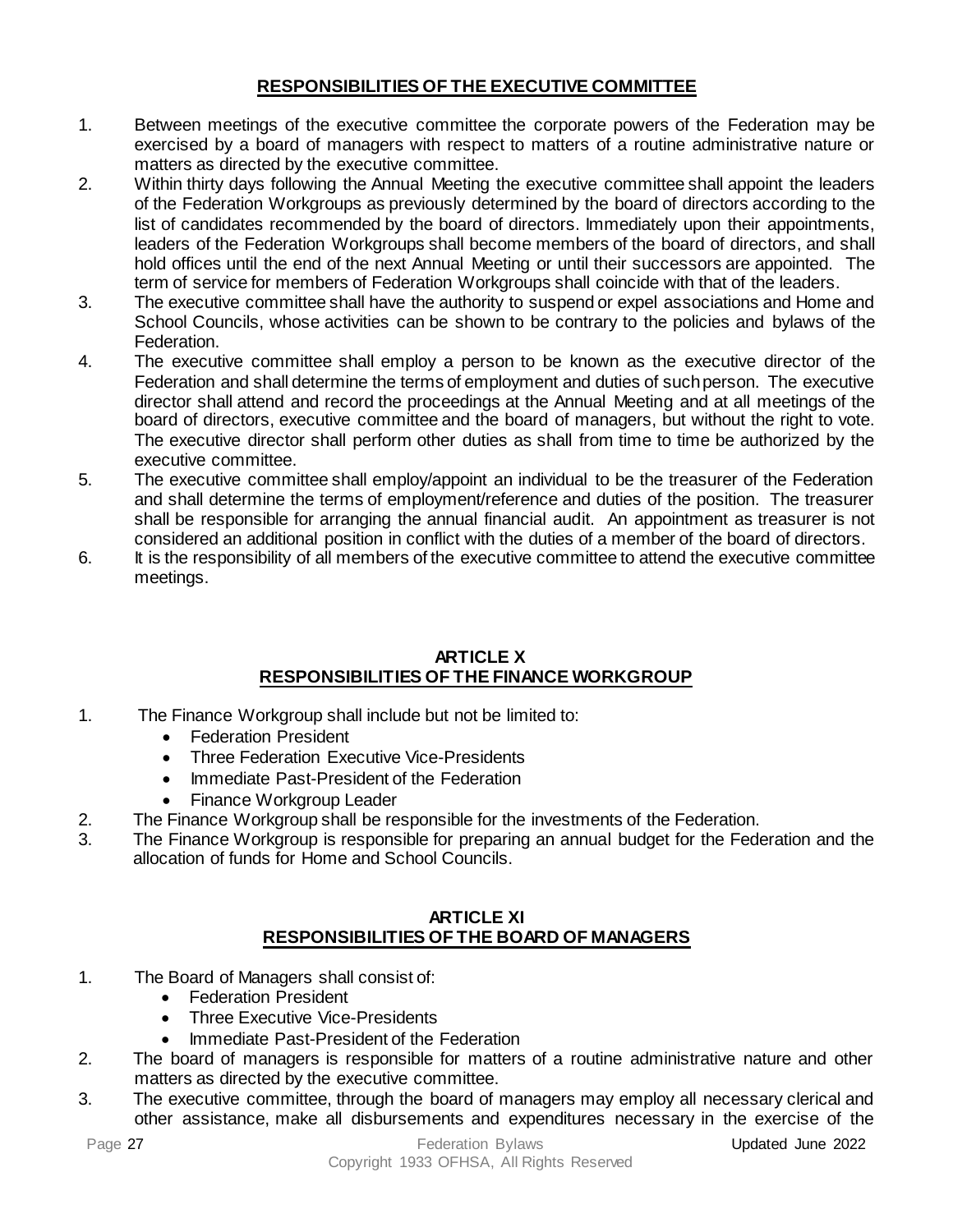## RESPONSIBILITIES OF THE EXECUTIVE COMMITTEE

1. Between meetings of the executive committee the corporate powers of the Federation may be exercised by a board of managers with respect to matters of a routine administrative nature or matters as directed by the executive committee.
2. Within thirty days following the Annual Meeting the executive committee shall appoint the leaders of the Federation Workgroups as previously determined by the board of directors according to the list of candidates recommended by the board of directors. Immediately upon their appointments, leaders of the Federation Workgroups shall become members of the board of directors, and shall hold offices until the end of the next Annual Meeting or until their successors are appointed. The term of service for members of Federation Workgroups shall coincide with that of the leaders.
3. The executive committee shall have the authority to suspend or expel associations and Home and School Councils, whose activities can be shown to be contrary to the policies and bylaws of the Federation.
4. The executive committee shall employ a person to be known as the executive director of the Federation and shall determine the terms of employment and duties of such person. The executive director shall attend and record the proceedings at the Annual Meeting and at all meetings of the board of directors, executive committee and the board of managers, but without the right to vote. The executive director shall perform other duties as shall from time to time be authorized by the executive committee.
5. The executive committee shall employ/appoint an individual to be the treasurer of the Federation and shall determine the terms of employment/reference and duties of the position. The treasurer shall be responsible for arranging the annual financial audit. An appointment as treasurer is not considered an additional position in conflict with the duties of a member of the board of directors.
6. It is the responsibility of all members of the executive committee to attend the executive committee meetings.

## ARTICLE X
## RESPONSIBILITIES OF THE FINANCE WORKGROUP

1. The Finance Workgroup shall include but not be limited to:
   - Federation President
   - Three Federation Executive Vice-Presidents
   - Immediate Past-President of the Federation
   - Finance Workgroup Leader
2. The Finance Workgroup shall be responsible for the investments of the Federation.
3. The Finance Workgroup is responsible for preparing an annual budget for the Federation and the allocation of funds for Home and School Councils.

## ARTICLE XI
## RESPONSIBILITIES OF THE BOARD OF MANAGERS

1. The Board of Managers shall consist of:
   - Federation President
   - Three Executive Vice-Presidents
   - Immediate Past-President of the Federation
2. The board of managers is responsible for matters of a routine administrative nature and other matters as directed by the executive committee.
3. The executive committee, through the board of managers may employ all necessary clerical and other assistance, make all disbursements and expenditures necessary in the exercise of the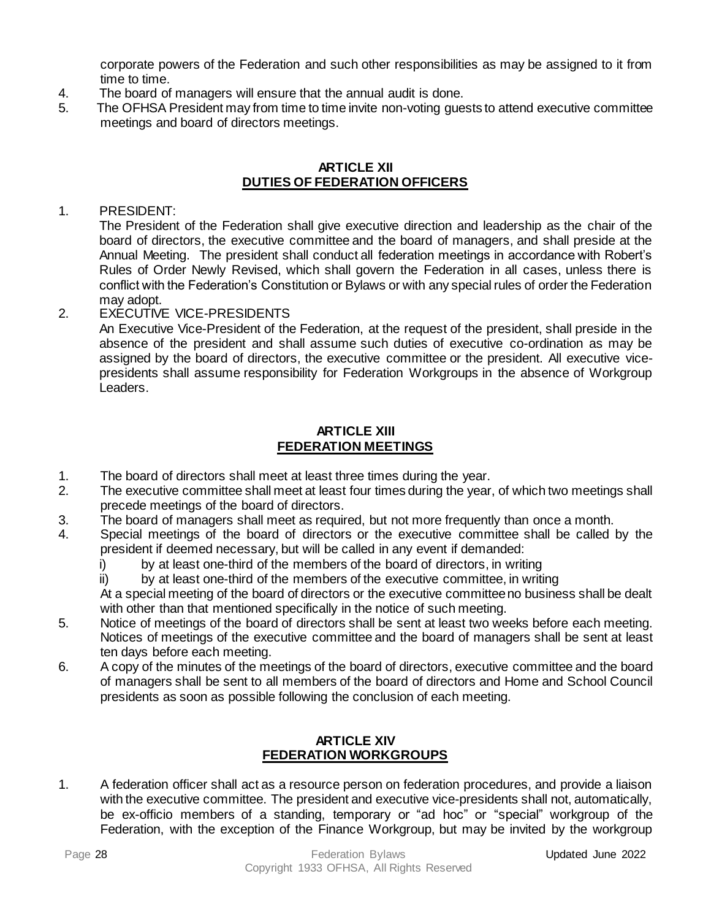corporate powers of the Federation and such other responsibilities as may be assigned to it from time to time.

4. The board of managers will ensure that the annual audit is done.
5. The OFHSA President may from time to time invite non-voting guests to attend executive committee meetings and board of directors meetings.

## ARTICLE XII
## DUTIES OF FEDERATION OFFICERS

1. PRESIDENT:
   The President of the Federation shall give executive direction and leadership as the chair of the board of directors, the executive committee and the board of managers, and shall preside at the Annual Meeting. The president shall conduct all federation meetings in accordance with Robert's Rules of Order Newly Revised, which shall govern the Federation in all cases, unless there is conflict with the Federation's Constitution or Bylaws or with any special rules of order the Federation may adopt.
2. EXECUTIVE VICE-PRESIDENTS
   An Executive Vice-President of the Federation, at the request of the president, shall preside in the absence of the president and shall assume such duties of executive co-ordination as may be assigned by the board of directors, the executive committee or the president. All executive vice-presidents shall assume responsibility for Federation Workgroups in the absence of Workgroup Leaders.

## ARTICLE XIII
## FEDERATION MEETINGS

1. The board of directors shall meet at least three times during the year.
2. The executive committee shall meet at least four times during the year, of which two meetings shall precede meetings of the board of directors.
3. The board of managers shall meet as required, but not more frequently than once a month.
4. Special meetings of the board of directors or the executive committee shall be called by the president if deemed necessary, but will be called in any event if demanded:
   i) by at least one-third of the members of the board of directors, in writing
   ii) by at least one-third of the members of the executive committee, in writing

   At a special meeting of the board of directors or the executive committee no business shall be dealt with other than that mentioned specifically in the notice of such meeting.
5. Notice of meetings of the board of directors shall be sent at least two weeks before each meeting. Notices of meetings of the executive committee and the board of managers shall be sent at least ten days before each meeting.
6. A copy of the minutes of the meetings of the board of directors, executive committee and the board of managers shall be sent to all members of the board of directors and Home and School Council presidents as soon as possible following the conclusion of each meeting.

## ARTICLE XIV
## FEDERATION WORKGROUPS

1. A federation officer shall act as a resource person on federation procedures, and provide a liaison with the executive committee. The president and executive vice-presidents shall not, automatically, be ex-officio members of a standing, temporary or "ad hoc" or "special" workgroup of the Federation, with the exception of the Finance Workgroup, but may be invited by the workgroup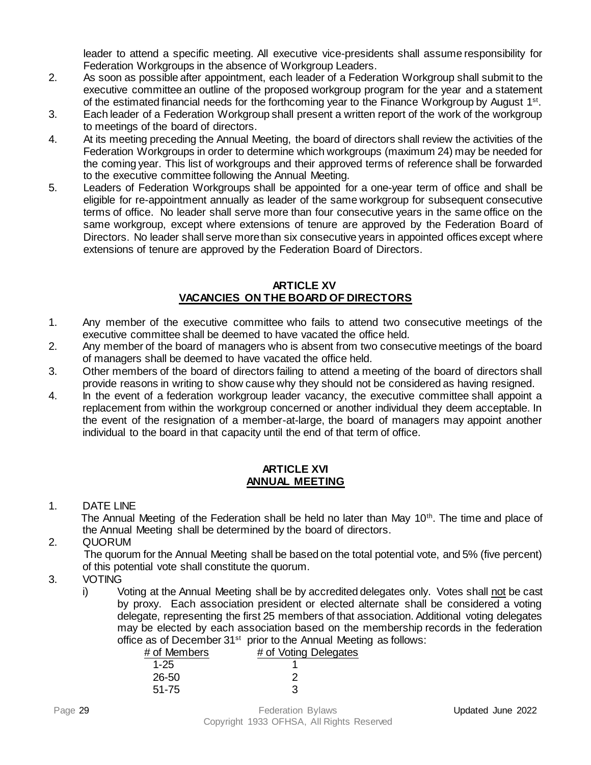leader to attend a specific meeting. All executive vice-presidents shall assume responsibility for Federation Workgroups in the absence of Workgroup Leaders.

2. As soon as possible after appointment, each leader of a Federation Workgroup shall submit to the executive committee an outline of the proposed workgroup program for the year and a statement of the estimated financial needs for the forthcoming year to the Finance Workgroup by August 1st.
3. Each leader of a Federation Workgroup shall present a written report of the work of the workgroup to meetings of the board of directors.
4. At its meeting preceding the Annual Meeting, the board of directors shall review the activities of the Federation Workgroups in order to determine which workgroups (maximum 24) may be needed for the coming year. This list of workgroups and their approved terms of reference shall be forwarded to the executive committee following the Annual Meeting.
5. Leaders of Federation Workgroups shall be appointed for a one-year term of office and shall be eligible for re-appointment annually as leader of the same workgroup for subsequent consecutive terms of office. No leader shall serve more than four consecutive years in the same office on the same workgroup, except where extensions of tenure are approved by the Federation Board of Directors. No leader shall serve more than six consecutive years in appointed offices except where extensions of tenure are approved by the Federation Board of Directors.

## ARTICLE XV
## VACANCIES ON THE BOARD OF DIRECTORS

1. Any member of the executive committee who fails to attend two consecutive meetings of the executive committee shall be deemed to have vacated the office held.
2. Any member of the board of managers who is absent from two consecutive meetings of the board of managers shall be deemed to have vacated the office held.
3. Other members of the board of directors failing to attend a meeting of the board of directors shall provide reasons in writing to show cause why they should not be considered as having resigned.
4. In the event of a federation workgroup leader vacancy, the executive committee shall appoint a replacement from within the workgroup concerned or another individual they deem acceptable. In the event of the resignation of a member-at-large, the board of managers may appoint another individual to the board in that capacity until the end of that term of office.

## ARTICLE XVI
## ANNUAL MEETING

1. DATE LINE
   The Annual Meeting of the Federation shall be held no later than May 10th. The time and place of the Annual Meeting shall be determined by the board of directors.
2. QUORUM
   The quorum for the Annual Meeting shall be based on the total potential vote, and 5% (five percent) of this potential vote shall constitute the quorum.
3. VOTING
   i) Voting at the Annual Meeting shall be by accredited delegates only. Votes shall not be cast by proxy. Each association president or elected alternate shall be considered a voting delegate, representing the first 25 members of that association. Additional voting delegates may be elected by each association based on the membership records in the federation office as of December 31st prior to the Annual Meeting as follows:

| # of Members | # of Voting Delegates |
| --- | --- |
| 1-25 | 1 |
| 26-50 | 2 |
| 51-75 | 3 |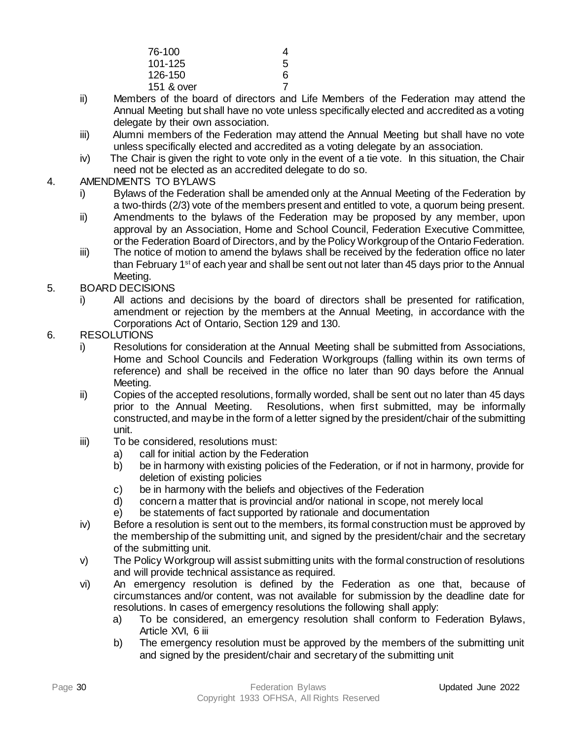| | |
|---|---|
| 76-100 | 4 |
| 101-125 | 5 |
| 126-150 | 6 |
| 151 & over | 7 |

ii) Members of the board of directors and Life Members of the Federation may attend the Annual Meeting but shall have no vote unless specifically elected and accredited as a voting delegate by their own association.

iii) Alumni members of the Federation may attend the Annual Meeting but shall have no vote unless specifically elected and accredited as a voting delegate by an association.

iv) The Chair is given the right to vote only in the event of a tie vote. In this situation, the Chair need not be elected as an accredited delegate to do so.

4. AMENDMENTS TO BYLAWS

   i) Bylaws of the Federation shall be amended only at the Annual Meeting of the Federation by a two-thirds (2/3) vote of the members present and entitled to vote, a quorum being present.

   ii) Amendments to the bylaws of the Federation may be proposed by any member, upon approval by an Association, Home and School Council, Federation Executive Committee, or the Federation Board of Directors, and by the Policy Workgroup of the Ontario Federation.

   iii) The notice of motion to amend the bylaws shall be received by the federation office no later than February 1st of each year and shall be sent out not later than 45 days prior to the Annual Meeting.

5. BOARD DECISIONS

   i) All actions and decisions by the board of directors shall be presented for ratification, amendment or rejection by the members at the Annual Meeting, in accordance with the Corporations Act of Ontario, Section 129 and 130.

6. RESOLUTIONS

   i) Resolutions for consideration at the Annual Meeting shall be submitted from Associations, Home and School Councils and Federation Workgroups (falling within its own terms of reference) and shall be received in the office no later than 90 days before the Annual Meeting.

   ii) Copies of the accepted resolutions, formally worded, shall be sent out no later than 45 days prior to the Annual Meeting. Resolutions, when first submitted, may be informally constructed, and may be in the form of a letter signed by the president/chair of the submitting unit.

   iii) To be considered, resolutions must:

      a) call for initial action by the Federation
      b) be in harmony with existing policies of the Federation, or if not in harmony, provide for deletion of existing policies
      c) be in harmony with the beliefs and objectives of the Federation
      d) concern a matter that is provincial and/or national in scope, not merely local
      e) be statements of fact supported by rationale and documentation

   iv) Before a resolution is sent out to the members, its formal construction must be approved by the membership of the submitting unit, and signed by the president/chair and the secretary of the submitting unit.

   v) The Policy Workgroup will assist submitting units with the formal construction of resolutions and will provide technical assistance as required.

   vi) An emergency resolution is defined by the Federation as one that, because of circumstances and/or content, was not available for submission by the deadline date for resolutions. In cases of emergency resolutions the following shall apply:

      a) To be considered, an emergency resolution shall conform to Federation Bylaws, Article XVI, 6 iii
      b) The emergency resolution must be approved by the members of the submitting unit and signed by the president/chair and secretary of the submitting unit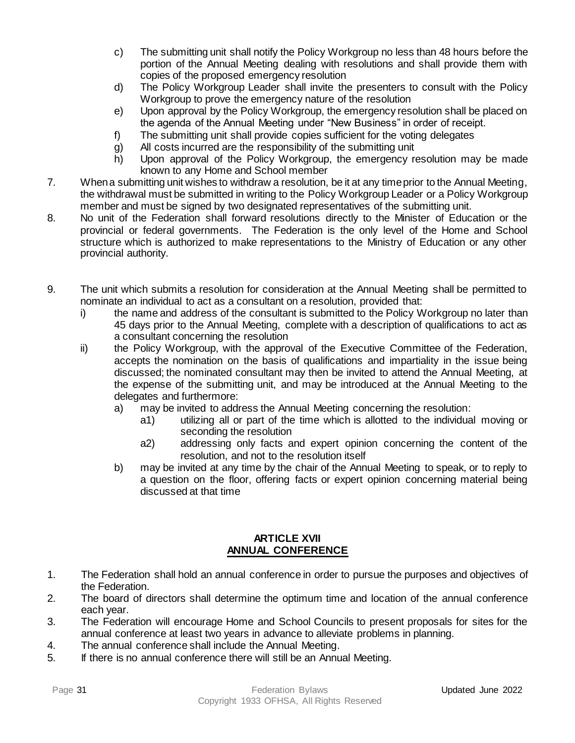c) The submitting unit shall notify the Policy Workgroup no less than 48 hours before the portion of the Annual Meeting dealing with resolutions and shall provide them with copies of the proposed emergency resolution
   d) The Policy Workgroup Leader shall invite the presenters to consult with the Policy Workgroup to prove the emergency nature of the resolution
   e) Upon approval by the Policy Workgroup, the emergency resolution shall be placed on the agenda of the Annual Meeting under "New Business" in order of receipt.
   f) The submitting unit shall provide copies sufficient for the voting delegates
   g) All costs incurred are the responsibility of the submitting unit
   h) Upon approval of the Policy Workgroup, the emergency resolution may be made known to any Home and School member

7. When a submitting unit wishes to withdraw a resolution, be it at any time prior to the Annual Meeting, the withdrawal must be submitted in writing to the Policy Workgroup Leader or a Policy Workgroup member and must be signed by two designated representatives of the submitting unit.
8. No unit of the Federation shall forward resolutions directly to the Minister of Education or the provincial or federal governments. The Federation is the only level of the Home and School structure which is authorized to make representations to the Ministry of Education or any other provincial authority.
9. The unit which submits a resolution for consideration at the Annual Meeting shall be permitted to nominate an individual to act as a consultant on a resolution, provided that:
   i) the name and address of the consultant is submitted to the Policy Workgroup no later than 45 days prior to the Annual Meeting, complete with a description of qualifications to act as a consultant concerning the resolution
   ii) the Policy Workgroup, with the approval of the Executive Committee of the Federation, accepts the nomination on the basis of qualifications and impartiality in the issue being discussed; the nominated consultant may then be invited to attend the Annual Meeting, at the expense of the submitting unit, and may be introduced at the Annual Meeting to the delegates and furthermore:
      a) may be invited to address the Annual Meeting concerning the resolution:
         a1) utilizing all or part of the time which is allotted to the individual moving or seconding the resolution
         a2) addressing only facts and expert opinion concerning the content of the resolution, and not to the resolution itself
      b) may be invited at any time by the chair of the Annual Meeting to speak, or to reply to a question on the floor, offering facts or expert opinion concerning material being discussed at that time

## ARTICLE XVII
## ANNUAL CONFERENCE

1. The Federation shall hold an annual conference in order to pursue the purposes and objectives of the Federation.
2. The board of directors shall determine the optimum time and location of the annual conference each year.
3. The Federation will encourage Home and School Councils to present proposals for sites for the annual conference at least two years in advance to alleviate problems in planning.
4. The annual conference shall include the Annual Meeting.
5. If there is no annual conference there will still be an Annual Meeting.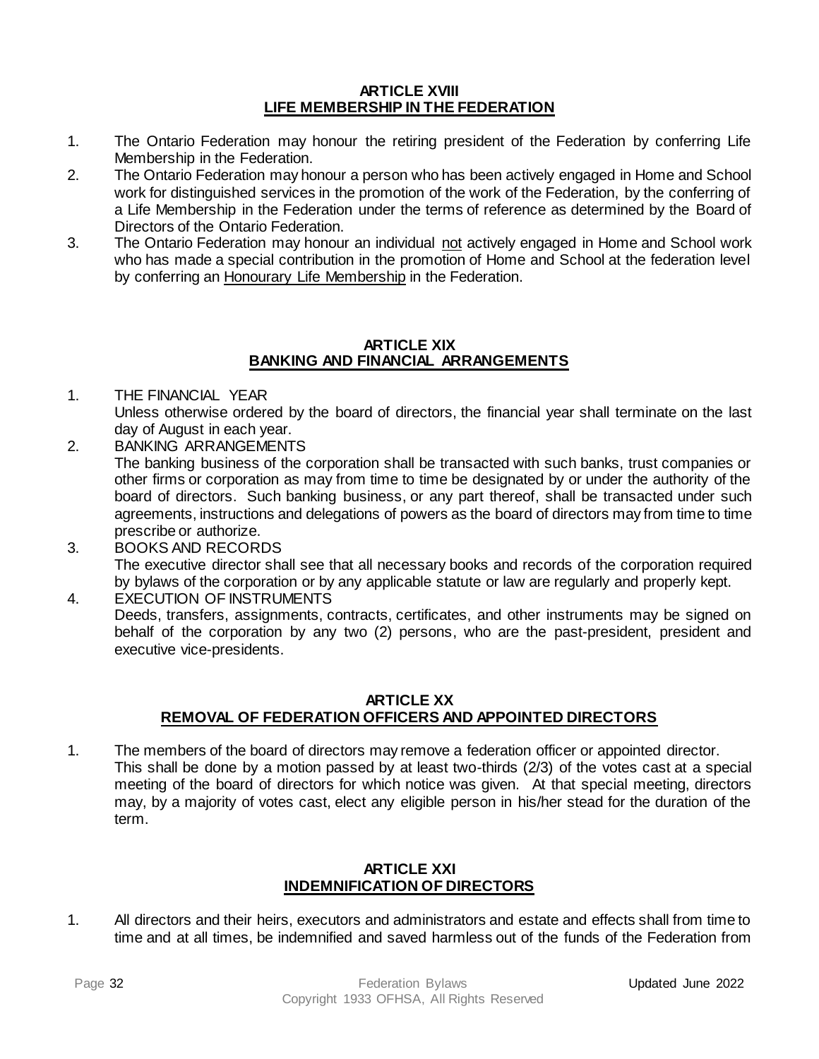## ARTICLE XVIII
## LIFE MEMBERSHIP IN THE FEDERATION

1. The Ontario Federation may honour the retiring president of the Federation by conferring Life Membership in the Federation.
2. The Ontario Federation may honour a person who has been actively engaged in Home and School work for distinguished services in the promotion of the work of the Federation, by the conferring of a Life Membership in the Federation under the terms of reference as determined by the Board of Directors of the Ontario Federation.
3. The Ontario Federation may honour an individual not actively engaged in Home and School work who has made a special contribution in the promotion of Home and School at the federation level by conferring an Honourary Life Membership in the Federation.

## ARTICLE XIX
## BANKING AND FINANCIAL ARRANGEMENTS

1. THE FINANCIAL YEAR
   Unless otherwise ordered by the board of directors, the financial year shall terminate on the last day of August in each year.
2. BANKING ARRANGEMENTS
   The banking business of the corporation shall be transacted with such banks, trust companies or other firms or corporation as may from time to time be designated by or under the authority of the board of directors. Such banking business, or any part thereof, shall be transacted under such agreements, instructions and delegations of powers as the board of directors may from time to time prescribe or authorize.
3. BOOKS AND RECORDS
   The executive director shall see that all necessary books and records of the corporation required by bylaws of the corporation or by any applicable statute or law are regularly and properly kept.
4. EXECUTION OF INSTRUMENTS
   Deeds, transfers, assignments, contracts, certificates, and other instruments may be signed on behalf of the corporation by any two (2) persons, who are the past-president, president and executive vice-presidents.

## ARTICLE XX
## REMOVAL OF FEDERATION OFFICERS AND APPOINTED DIRECTORS

1. The members of the board of directors may remove a federation officer or appointed director.
   This shall be done by a motion passed by at least two-thirds (2/3) of the votes cast at a special meeting of the board of directors for which notice was given. At that special meeting, directors may, by a majority of votes cast, elect any eligible person in his/her stead for the duration of the term.

## ARTICLE XXI
## INDEMNIFICATION OF DIRECTORS

1. All directors and their heirs, executors and administrators and estate and effects shall from time to time and at all times, be indemnified and saved harmless out of the funds of the Federation from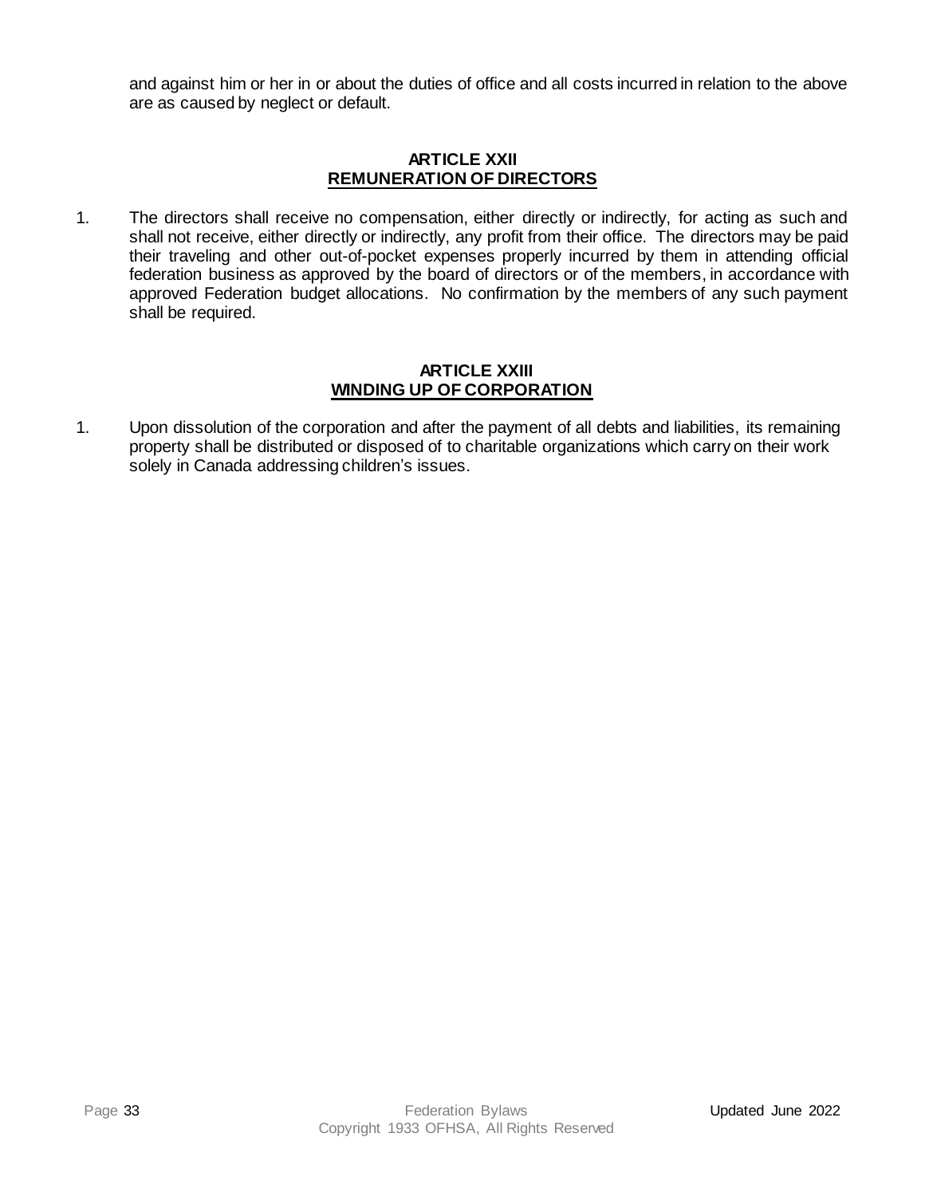and against him or her in or about the duties of office and all costs incurred in relation to the above are as caused by neglect or default.

## ARTICLE XXII
## REMUNERATION OF DIRECTORS

1. The directors shall receive no compensation, either directly or indirectly, for acting as such and shall not receive, either directly or indirectly, any profit from their office. The directors may be paid their traveling and other out-of-pocket expenses properly incurred by them in attending official federation business as approved by the board of directors or of the members, in accordance with approved Federation budget allocations. No confirmation by the members of any such payment shall be required.

## ARTICLE XXIII
## WINDING UP OF CORPORATION

1. Upon dissolution of the corporation and after the payment of all debts and liabilities, its remaining property shall be distributed or disposed of to charitable organizations which carry on their work solely in Canada addressing children's issues.